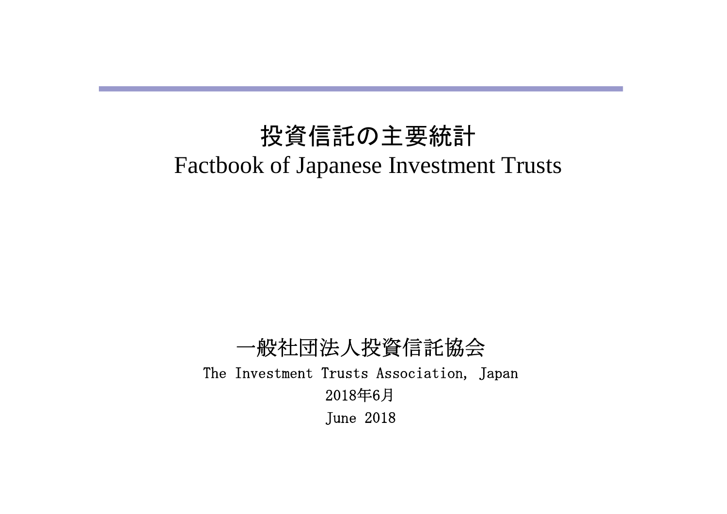# 投資信託の主要統計

# Factbook of Japanese Investment Trusts

一般社団法人投資信託協会

The Investment Trusts Association, Japan

2018年6月

June 2018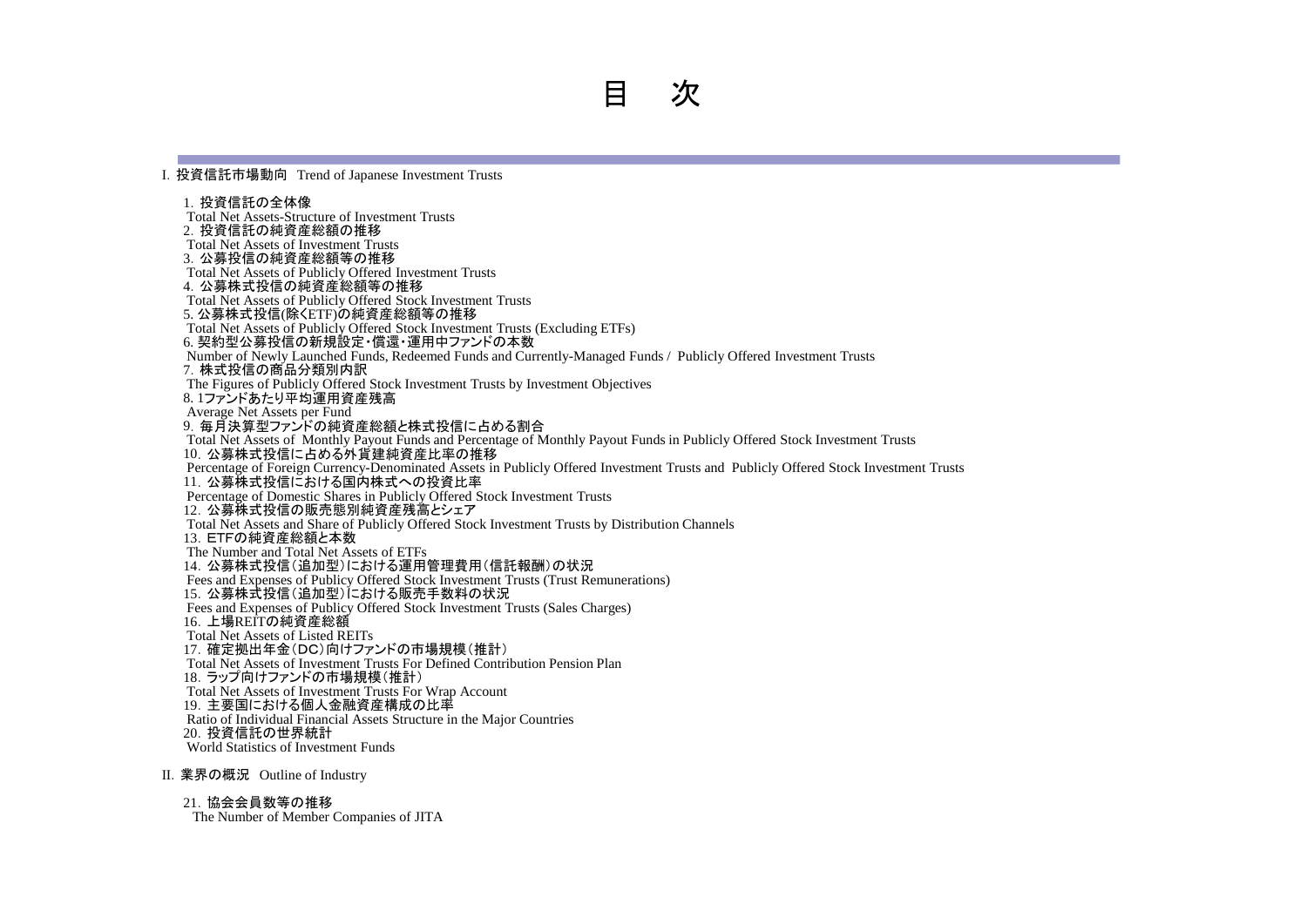# 目　次

## I. 投資信託市場動向　Trend of Japanese Investment Trusts

1. 投資信託の全体像
   Total Net Assets-Structure of Investment Trusts
2. 投資信託の純資産総額の推移
   Total Net Assets of Investment Trusts
3. 公募投信の純資産総額等の推移
   Total Net Assets of Publicly Offered Investment Trusts
4. 公募株式投信の純資産総額等の推移
   Total Net Assets of Publicly Offered Stock Investment Trusts
5. 公募株式投信(除くETF)の純資産総額等の推移
   Total Net Assets of Publicly Offered Stock Investment Trusts (Excluding ETFs)
6. 契約型公募投信の新規設定・償還・運用中ファンドの本数
   Number of Newly Launched Funds, Redeemed Funds and Currently-Managed Funds / Publicly Offered Investment Trusts
7. 株式投信の商品分類別内訳
   The Figures of Publicly Offered Stock Investment Trusts by Investment Objectives
8. 1ファンドあたり平均運用資産残高
   Average Net Assets per Fund
9. 毎月決算型ファンドの純資産総額と株式投信に占める割合
   Total Net Assets of Monthly Payout Funds and Percentage of Monthly Payout Funds in Publicly Offered Stock Investment Trusts
10. 公募株式投信に占める外貨建純資産比率の推移
    Percentage of Foreign Currency-Denominated Assets in Publicly Offered Investment Trusts and Publicly Offered Stock Investment Trusts
11. 公募株式投信における国内株式への投資比率
    Percentage of Domestic Shares in Publicly Offered Stock Investment Trusts
12. 公募株式投信の販売態別純資産残高とシェア
    Total Net Assets and Share of Publicly Offered Stock Investment Trusts by Distribution Channels
13. ETFの純資産総額と本数
    The Number and Total Net Assets of ETFs
14. 公募株式投信（追加型）における運用管理費用（信託報酬）の状況
    Fees and Expenses of Publicy Offered Stock Investment Trusts (Trust Remunerations)
15. 公募株式投信（追加型）における販売手数料の状況
    Fees and Expenses of Publicy Offered Stock Investment Trusts (Sales Charges)
16. 上場REITの純資産総額
    Total Net Assets of Listed REITs
17. 確定拠出年金（DC）向けファンドの市場規模（推計）
    Total Net Assets of Investment Trusts For Defined Contribution Pension Plan
18. ラップ向けファンドの市場規模（推計）
    Total Net Assets of Investment Trusts For Wrap Account
19. 主要国における個人金融資産構成の比率
    Ratio of Individual Financial Assets Structure in the Major Countries
20. 投資信託の世界統計
    World Statistics of Investment Funds

## II. 業界の概況　Outline of Industry

21. 協会会員数等の推移
    The Number of Member Companies of JITA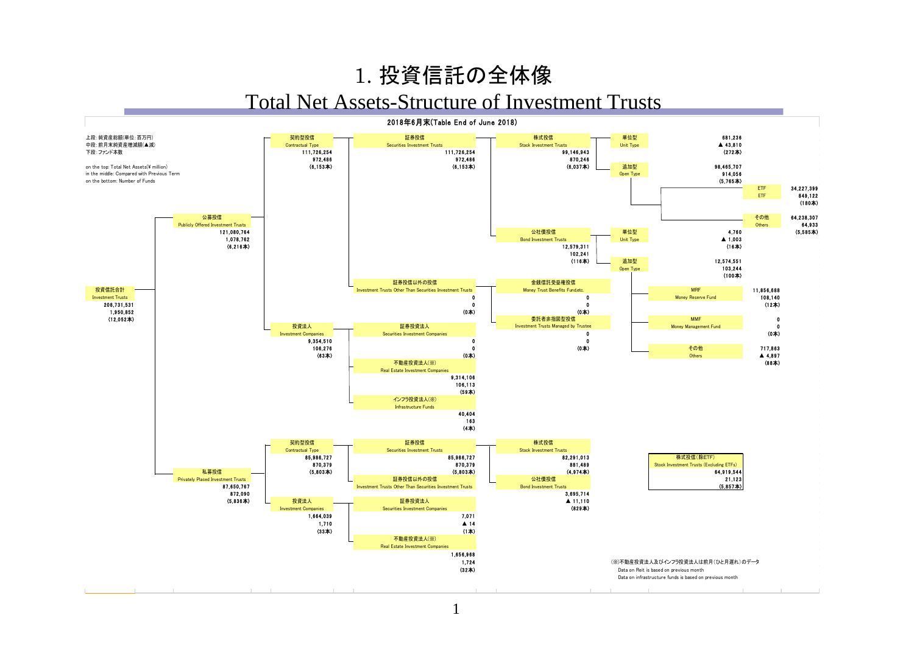# 1. 投資信託の全体像

# Total Net Assets-Structure of Investment Trusts

**2018年6月末(Table End of June 2018)**

上段：純資産総額(単位：百万円)
中段：前月末純資産増減額(▲減)
下段：ファンド本数

on the top: Total Net Assets(¥ million)
in the middle: Compared with Previous Term
on the bottom: Number of Funds

- 投資信託合計 Investment Trusts: 208,731,531 / 1,950,852 / (12,052本)
  - 公募投信 Publicly Offered Investment Trusts: 121,080,764 / 1,078,762 / (6,216本)
    - 契約型投信 Contractual Type: 111,726,254 / 972,486 / (6,153本)
      - 証券投信 Securities Investment Trusts: 111,726,254 / 972,486 / (6,153本)
        - 株式投信 Stock Investment Trusts: 99,146,943 / 870,246 / (6,037本)
          - 単位型 Unit Type: 681,236 / ▲ 43,810 / (272本)
          - 追加型 Open Type: 98,465,707 / 914,056 / (5,765本)
            - ETF ETF: 34,227,399 / 849,122 / (180本)
            - その他 Others: 64,238,307 / 64,933 / (5,585本)
        - 公社債投信 Bond Investment Trusts: 12,579,311 / 102,241 / (116本)
          - 単位型 Unit Type: 4,760 / ▲ 1,003 / (16本)
          - 追加型 Open Type: 12,574,551 / 103,244 / (100本)
            - MRF Money Reserve Fund: 11,856,688 / 108,140 / (12本)
            - MMF Money Management Fund: 0 / 0 / (0本)
            - その他 Others: 717,863 / ▲ 4,897 / (88本)
      - 証券投信以外の投信 Investment Trusts Other Than Securities Investment Trusts: 0 / 0 / (0本)
        - 金銭信託受益権投信 Money Trust Benefits Fund,etc.: 0 / 0 / (0本)
        - 委託者非指図型投信 Investment Trusts Managed by Trustee: 0 / 0 / (0本)
    - 投資法人 Investment Companies: 9,354,510 / 106,276 / (63本)
      - 証券投資法人 Securities Investment Companies: 0 / 0 / (0本)
      - 不動産投資法人(※) Real Estate Investment Companies: 9,314,106 / 106,113 / (59本)
      - インフラ投資法人(※) Infrastructure Funds: 40,404 / 163 / (4本)
  - 私募投信 Privately Placed Investment Trusts: 87,650,767 / 872,090 / (5,836本)
    - 契約型投信 Contractual Type: 85,986,727 / 870,379 / (5,803本)
      - 証券投信 Securities Investment Trusts: 85,986,727 / 870,379 / (5,803本)
        - 株式投信 Stock Investment Trusts: 82,291,013 / 881,489 / (4,974本)
          - 株式投信(除ETF) Stock Investment Trusts (Excluding ETFs): 64,919,544 / 21,123 / (5,857本)
        - 公社債投信 Bond Investment Trusts: 3,695,714 / ▲ 11,110 / (829本)
      - 証券投信以外の投信 Investment Trusts Other Than Securities Investment Trusts
    - 投資法人 Investment Companies: 1,664,039 / 1,710 / (33本)
      - 証券投資法人 Securities Investment Companies: 7,071 / ▲ 14 / (1本)
      - 不動産投資法人(※) Real Estate Investment Companies: 1,656,968 / 1,724 / (32本)

(※)不動産投資法人及びインフラ投資法人は前月(ひと月遅れ)のデータ
Data on Reit is based on previous month
Data on infrastructure funds is based on previous month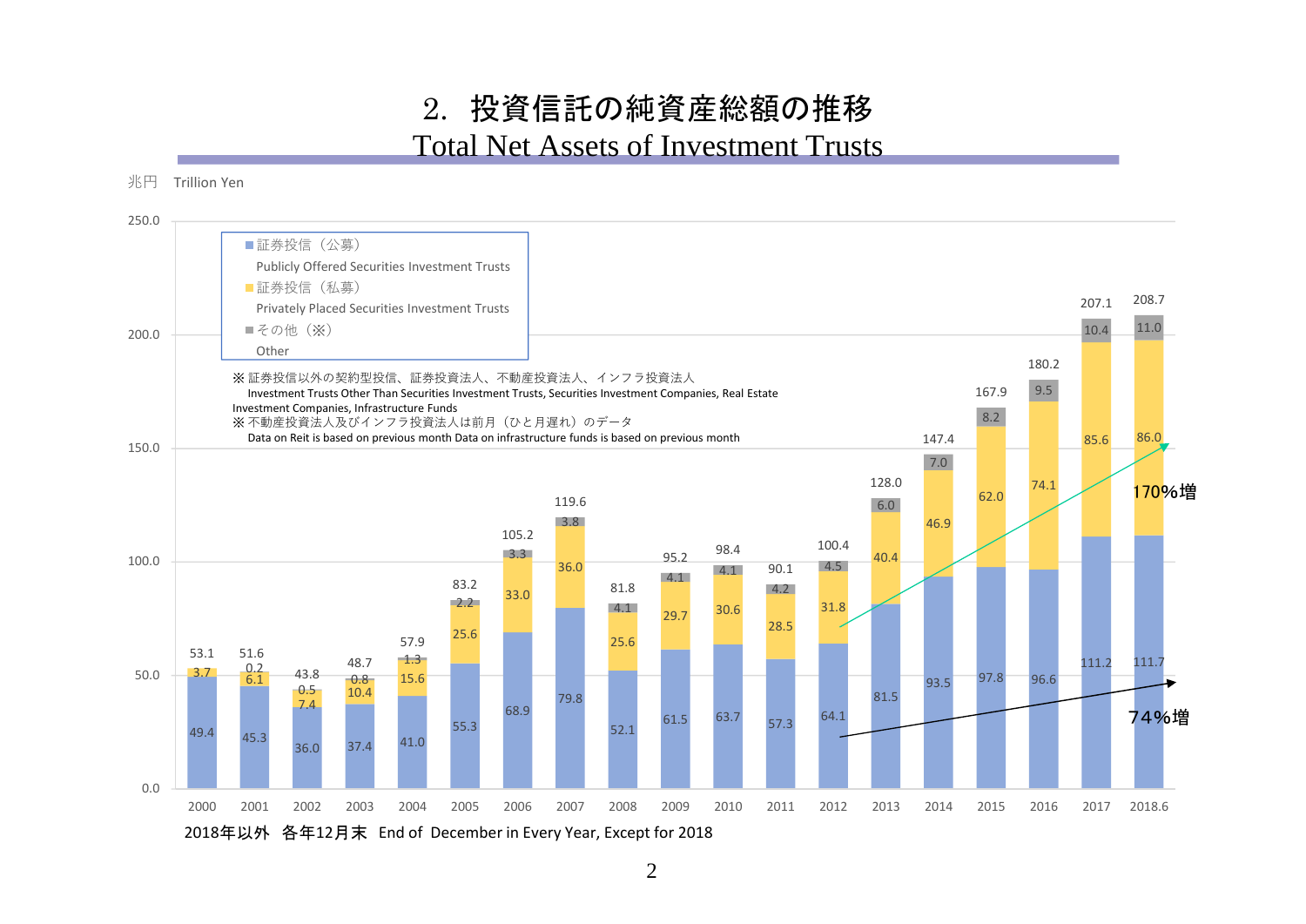# 2. 投資信託の純資産総額の推移

## Total Net Assets of Investment Trusts

兆円　Trillion Yen

- 証券投信（公募） Publicly Offered Securities Investment Trusts
- 証券投信（私募） Privately Placed Securities Investment Trusts
- その他（※） Other

※ 証券投信以外の契約型投信、証券投資法人、不動産投資法人、インフラ投資法人
Investment Trusts Other Than Securities Investment Trusts, Securities Investment Companies, Real Estate Investment Companies, Infrastructure Funds

※ 不動産投資法人及びインフラ投資法人は前月（ひと月遅れ）のデータ
Data on Reit is based on previous month Data on infrastructure funds is based on previous month

| 年 | 証券投信（公募） | 証券投信（私募） | その他（※） | 合計 |
|---|---|---|---|---|
| 2000 | 49.4 | 3.7 | | 53.1 |
| 2001 | 45.3 | 6.1 | 0.2 | 51.6 |
| 2002 | 36.0 | 7.4 | 0.5 | 43.8 |
| 2003 | 37.4 | 10.4 | 0.8 | 48.7 |
| 2004 | 41.0 | 15.6 | 1.3 | 57.9 |
| 2005 | 55.3 | 25.6 | 2.2 | 83.2 |
| 2006 | 68.9 | 33.0 | 3.3 | 105.2 |
| 2007 | 79.8 | 36.0 | 3.8 | 119.6 |
| 2008 | 52.1 | 25.6 | 4.1 | 81.8 |
| 2009 | 61.5 | 29.7 | 4.1 | 95.2 |
| 2010 | 63.7 | 30.6 | 4.1 | 98.4 |
| 2011 | 57.3 | 28.5 | 4.2 | 90.1 |
| 2012 | 64.1 | 31.8 | 4.5 | 100.4 |
| 2013 | 81.5 | 40.4 | 6.0 | 128.0 |
| 2014 | 93.5 | 46.9 | 7.0 | 147.4 |
| 2015 | 97.8 | 62.0 | 8.2 | 167.9 |
| 2016 | 96.6 | 74.1 | 9.5 | 180.2 |
| 2017 | 111.2 | 85.6 | 10.4 | 207.1 |
| 2018.6 | 111.7 | 86.0 | 11.0 | 208.7 |

170%増（証券投信（私募）2012→2018.6）

74%増（証券投信（公募）2012→2018.6）

2018年以外　各年12月末　End of December in Every Year, Except for 2018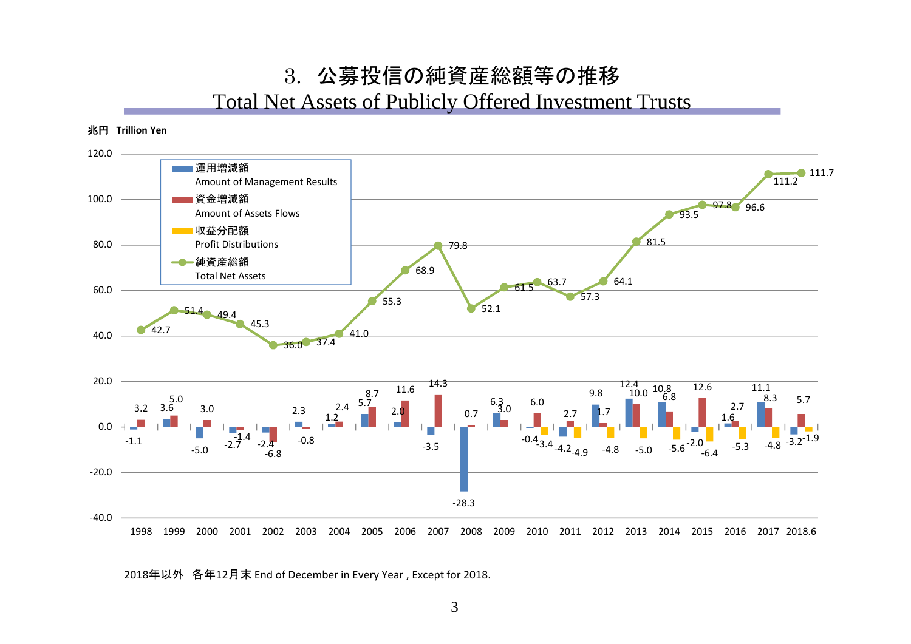# 3. 公募投信の純資産総額等の推移

## Total Net Assets of Publicly Offered Investment Trusts

兆円　Trillion Yen

| 年 Year | 運用増減額 Amount of Management Results | 資金増減額 Amount of Assets Flows | 収益分配額 Profit Distributions | 純資産総額 Total Net Assets |
|---|---|---|---|---|
| 1998 | -1.1 | 3.2 | | 42.7 |
| 1999 | 3.6 | 5.0 | | 51.4 |
| 2000 | -5.0 | 3.0 | | 49.4 |
| 2001 | -2.7 | -1.4 | | 45.3 |
| 2002 | -2.4 | -6.8 | | 36.0 |
| 2003 | 2.3 | -0.8 | | 37.4 |
| 2004 | 1.2 | 2.4 | | 41.0 |
| 2005 | 5.7 | 8.7 | | 55.3 |
| 2006 | 2.0 | 11.6 | | 68.9 |
| 2007 | -3.5 | 14.3 | | 79.8 |
| 2008 | -28.3 | 0.7 | | 52.1 |
| 2009 | 6.3 | 3.0 | | 61.5 |
| 2010 | -0.4 | 6.0 | -3.4 | 63.7 |
| 2011 | -4.2 | 2.7 | -4.9 | 57.3 |
| 2012 | 9.8 | 1.7 | -4.8 | 64.1 |
| 2013 | 12.4 | 10.0 | -5.0 | 81.5 |
| 2014 | 10.8 | 6.8 | -5.6 | 93.5 |
| 2015 | -2.0 | 12.6 | -6.4 | 97.8 |
| 2016 | 1.6 | 2.7 | -5.3 | 96.6 |
| 2017 | 11.1 | 8.3 | -4.8 | 111.2 |
| 2018.6 | -3.2 | 5.7 | -1.9 | 111.7 |

2018年以外　各年12月末 End of December in Every Year , Except for 2018.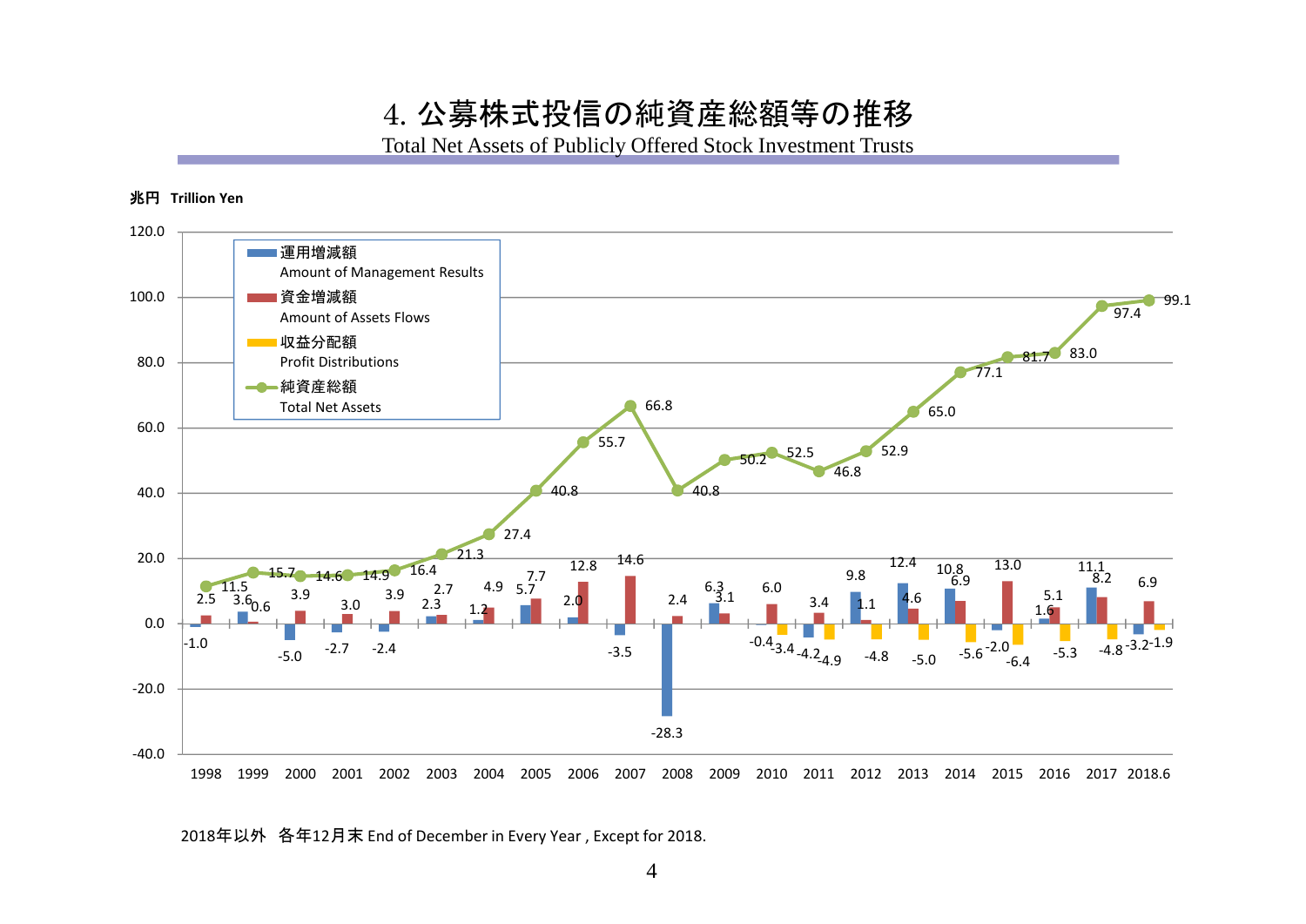# 4. 公募株式投信の純資産総額等の推移

## Total Net Assets of Publicly Offered Stock Investment Trusts

兆円 Trillion Yen

| 年 | 運用増減額 Amount of Management Results | 資金増減額 Amount of Assets Flows | 収益分配額 Profit Distributions | 純資産総額 Total Net Assets |
|---|---|---|---|---|
| 1998 | -1.0 | 2.5 | | 11.5 |
| 1999 | 3.6 | 0.6 | | 15.7 |
| 2000 | -5.0 | 3.9 | | 14.6 |
| 2001 | -2.7 | 3.0 | | 14.9 |
| 2002 | -2.4 | 3.9 | | 16.4 |
| 2003 | 2.3 | 2.7 | | 21.3 |
| 2004 | 1.2 | 4.9 | | 27.4 |
| 2005 | 5.7 | 7.7 | | 40.8 |
| 2006 | 2.0 | 12.8 | | 55.7 |
| 2007 | -3.5 | 14.6 | | 66.8 |
| 2008 | -28.3 | 2.4 | | 40.8 |
| 2009 | 6.3 | 3.1 | | 50.2 |
| 2010 | -0.4 | 6.0 | -3.4 | 52.5 |
| 2011 | -4.2 | 3.4 | -4.9 | 46.8 |
| 2012 | 9.8 | 1.1 | -4.8 | 52.9 |
| 2013 | 12.4 | 4.6 | -5.0 | 65.0 |
| 2014 | 10.8 | 6.9 | -5.6 | 77.1 |
| 2015 | -2.0 | 13.0 | -6.4 | 81.7 |
| 2016 | 1.6 | 5.1 | -5.3 | 83.0 |
| 2017 | 11.1 | 8.2 | -4.8 | 97.4 |
| 2018.6 | -3.2 | 6.9 | -1.9 | 99.1 |

2018年以外　各年12月末 End of December in Every Year , Except for 2018.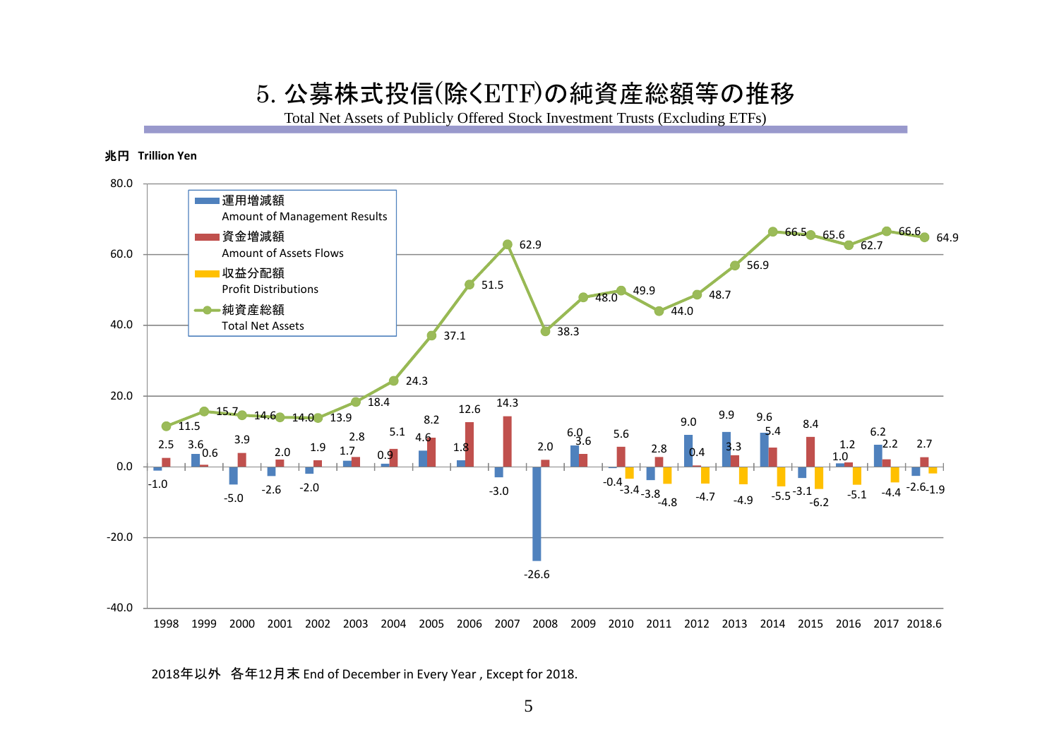# 5. 公募株式投信(除くETF)の純資産総額等の推移

Total Net Assets of Publicly Offered Stock Investment Trusts (Excluding ETFs)

兆円　Trillion Yen

| 年 Year | 運用増減額 Amount of Management Results | 資金増減額 Amount of Assets Flows | 収益分配額 Profit Distributions | 純資産総額 Total Net Assets |
|---|---|---|---|---|
| 1998 | -1.0 | 2.5 | | 11.5 |
| 1999 | 3.6 | 0.6 | | 15.7 |
| 2000 | -5.0 | 3.9 | | 14.6 |
| 2001 | -2.6 | 2.0 | | 14.0 |
| 2002 | -2.0 | 1.9 | | 13.9 |
| 2003 | 1.7 | 2.8 | | 18.4 |
| 2004 | 0.9 | 5.1 | | 24.3 |
| 2005 | 4.6 | 8.2 | | 37.1 |
| 2006 | 1.8 | 12.6 | | 51.5 |
| 2007 | -3.0 | 14.3 | | 62.9 |
| 2008 | -26.6 | 2.0 | | 38.3 |
| 2009 | 6.0 | 3.6 | | 48.0 |
| 2010 | -0.4 | 5.6 | -3.4 | 49.9 |
| 2011 | -3.8 | 2.8 | -4.8 | 44.0 |
| 2012 | 9.0 | 0.4 | -4.7 | 48.7 |
| 2013 | 9.9 | 3.3 | -4.9 | 56.9 |
| 2014 | 9.6 | 5.4 | -5.5 | 66.5 |
| 2015 | -3.1 | 8.4 | -6.2 | 65.6 |
| 2016 | 1.0 | 1.2 | -5.1 | 62.7 |
| 2017 | 6.2 | 2.2 | -4.4 | 66.6 |
| 2018.6 | -2.6 | 2.7 | -1.9 | 64.9 |

2018年以外　各年12月末 End of December in Every Year , Except for 2018.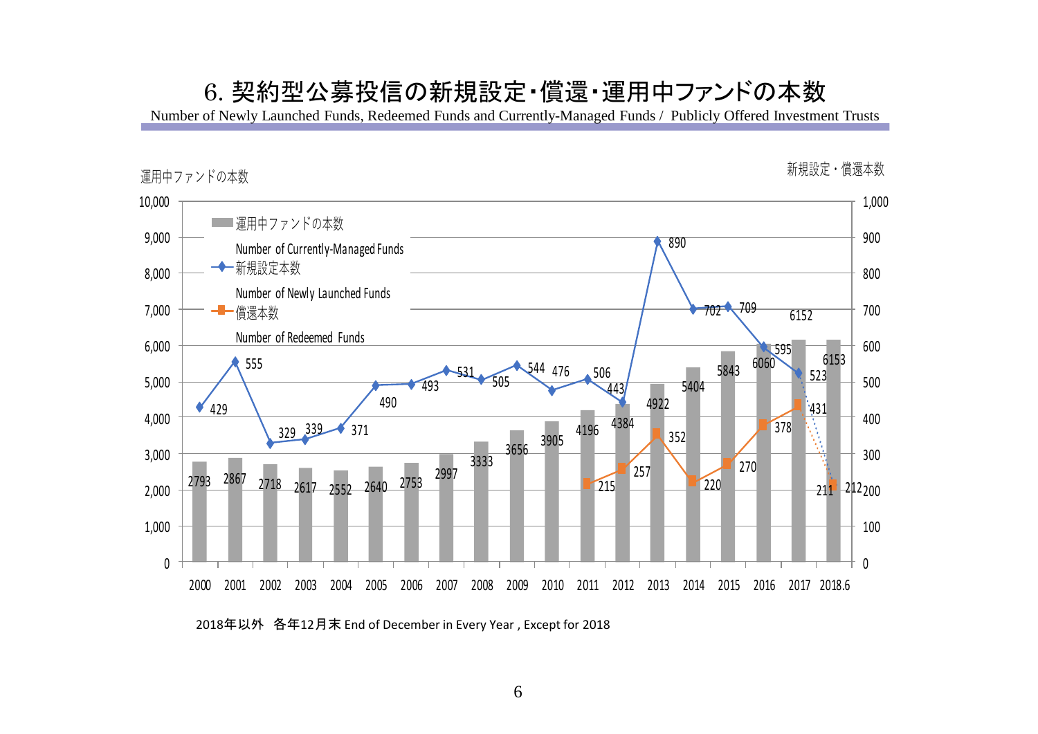# 6. 契約型公募投信の新規設定・償還・運用中ファンドの本数

Number of Newly Launched Funds, Redeemed Funds and Currently-Managed Funds / Publicly Offered Investment Trusts

| 年 | 運用中ファンドの本数 Number of Currently-Managed Funds | 新規設定本数 Number of Newly Launched Funds | 償還本数 Number of Redeemed Funds |
|---|---|---|---|
| 2000 | 2793 | 429 | |
| 2001 | 2867 | 555 | |
| 2002 | 2718 | 329 | |
| 2003 | 2617 | 339 | |
| 2004 | 2552 | 371 | |
| 2005 | 2640 | 490 | |
| 2006 | 2753 | 493 | |
| 2007 | 2997 | 531 | |
| 2008 | 3333 | 505 | |
| 2009 | 3656 | 544 | |
| 2010 | 3905 | 476 | |
| 2011 | 4196 | 506 | 215 |
| 2012 | 4384 | 443 | 257 |
| 2013 | 4922 | 890 | 352 |
| 2014 | 5404 | 702 | 220 |
| 2015 | 5843 | 709 | 270 |
| 2016 | 6060 | 595 | 378 |
| 2017 | 6152 | 523 | 431 |
| 2018.6 | 6153 | 211 | 212 |

左軸：運用中ファンドの本数（0～10,000）／右軸：新規設定・償還本数（0～1,000）

2018年以外　各年12月末 End of December in Every Year , Except for 2018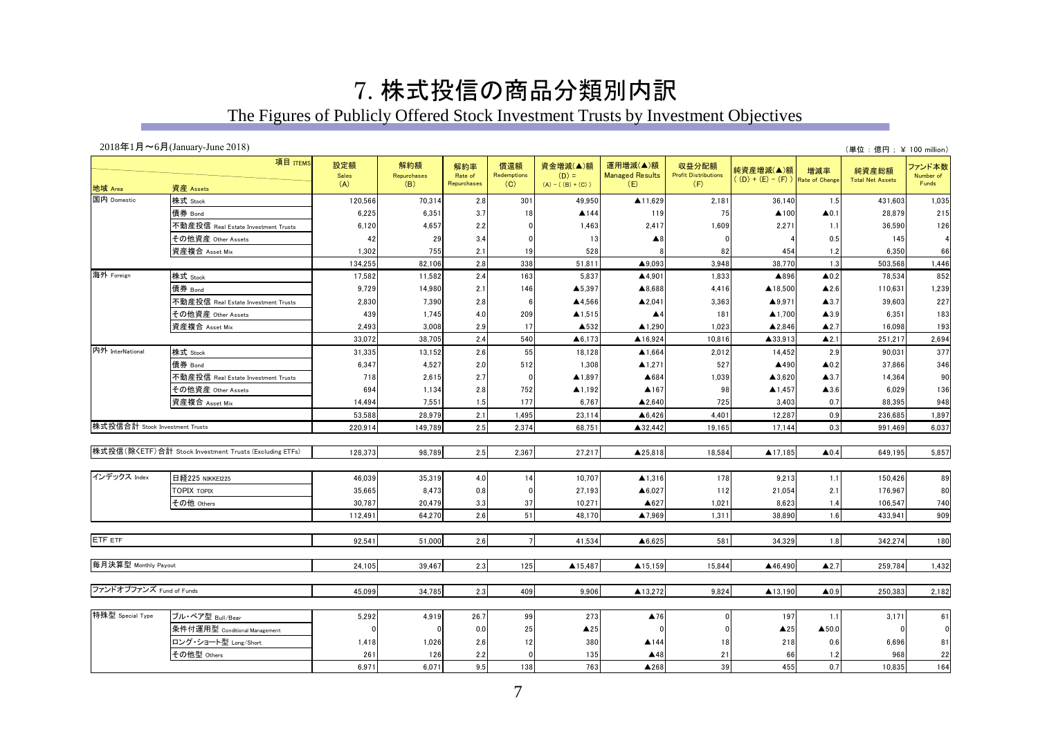# 7. 株式投信の商品分類別内訳

## The Figures of Publicly Offered Stock Investment Trusts by Investment Objectives

2018年1月～6月(January-June 2018)

（単位：億円；￥ 100 million）

| 地域 Area | 資産 Assets | 設定額 Sales (A) | 解約額 Repurchases (B) | 解約率 Rate of Repurchases | 償還額 Redemptions (C) | 資金増減(▲)額 (D) = (A) - ((B) + (C)) | 運用増減(▲)額 Managed Results (E) | 収益分配額 Profit Distributions (F) | 純資産増減(▲)額 ((D) + (E) - (F)) | 増減率 Rate of Change | 純資産総額 Total Net Assets | ファンド本数 Number of Funds |
|---|---|---|---|---|---|---|---|---|---|---|---|---|
| 国内 Domestic | 株式 Stock | 120,566 | 70,314 | 2.8 | 301 | 49,950 | ▲11,629 | 2,181 | 36,140 | 1.5 | 431,603 | 1,035 |
| | 債券 Bond | 6,225 | 6,351 | 3.7 | 18 | ▲144 | 119 | 75 | ▲100 | ▲0.1 | 28,879 | 215 |
| | 不動産投信 Real Estate Investment Trusts | 6,120 | 4,657 | 2.2 | 0 | 1,463 | 2,417 | 1,609 | 2,271 | 1.1 | 36,590 | 126 |
| | その他資産 Other Assets | 42 | 29 | 3.4 | 0 | 13 | ▲8 | 0 | 4 | 0.5 | 145 | 4 |
| | 資産複合 Asset Mix | 1,302 | 755 | 2.1 | 19 | 528 | 8 | 82 | 454 | 1.2 | 6,350 | 66 |
| | | 134,255 | 82,106 | 2.8 | 338 | 51,811 | ▲9,093 | 3,948 | 38,770 | 1.3 | 503,568 | 1,446 |
| 海外 Foreign | 株式 Stock | 17,582 | 11,582 | 2.4 | 163 | 5,837 | ▲4,901 | 1,833 | ▲896 | ▲0.2 | 78,534 | 852 |
| | 債券 Bond | 9,729 | 14,980 | 2.1 | 146 | ▲5,397 | ▲8,688 | 4,416 | ▲18,500 | ▲2.6 | 110,631 | 1,239 |
| | 不動産投信 Real Estate Investment Trusts | 2,830 | 7,390 | 2.8 | 6 | ▲4,566 | ▲2,041 | 3,363 | ▲9,971 | ▲3.7 | 39,603 | 227 |
| | その他資産 Other Assets | 439 | 1,745 | 4.0 | 209 | ▲1,515 | ▲4 | 181 | ▲1,700 | ▲3.9 | 6,351 | 183 |
| | 資産複合 Asset Mix | 2,493 | 3,008 | 2.9 | 17 | ▲532 | ▲1,290 | 1,023 | ▲2,846 | ▲2.7 | 16,098 | 193 |
| | | 33,072 | 38,705 | 2.4 | 540 | ▲6,173 | ▲16,924 | 10,816 | ▲33,913 | ▲2.1 | 251,217 | 2,694 |
| 内外 InterNational | 株式 Stock | 31,335 | 13,152 | 2.6 | 55 | 18,128 | ▲1,664 | 2,012 | 14,452 | 2.9 | 90,031 | 377 |
| | 債券 Bond | 6,347 | 4,527 | 2.0 | 512 | 1,308 | ▲1,271 | 527 | ▲490 | ▲0.2 | 37,866 | 346 |
| | 不動産投信 Real Estate Investment Trusts | 718 | 2,615 | 2.7 | 0 | ▲1,897 | ▲684 | 1,039 | ▲3,620 | ▲3.7 | 14,364 | 90 |
| | その他資産 Other Assets | 694 | 1,134 | 2.8 | 752 | ▲1,192 | ▲167 | 98 | ▲1,457 | ▲3.6 | 6,029 | 136 |
| | 資産複合 Asset Mix | 14,494 | 7,551 | 1.5 | 177 | 6,767 | ▲2,640 | 725 | 3,403 | 0.7 | 88,395 | 948 |
| | | 53,588 | 28,979 | 2.1 | 1,495 | 23,114 | ▲6,426 | 4,401 | 12,287 | 0.9 | 236,685 | 1,897 |
| 株式投信合計 Stock Investment Trusts | | 220,914 | 149,789 | 2.5 | 2,374 | 68,751 | ▲32,442 | 19,165 | 17,144 | 0.3 | 991,469 | 6,037 |
| 株式投信(除くETF)合計 Stock Investment Trusts (Excluding ETFs) | | 128,373 | 98,789 | 2.5 | 2,367 | 27,217 | ▲25,818 | 18,584 | ▲17,185 | ▲0.4 | 649,195 | 5,857 |
| インデックス Index | 日経225 NIKKEI225 | 46,039 | 35,319 | 4.0 | 14 | 10,707 | ▲1,316 | 178 | 9,213 | 1.1 | 150,426 | 89 |
| | TOPIX TOPIX | 35,665 | 8,473 | 0.8 | 0 | 27,193 | ▲6,027 | 112 | 21,054 | 2.1 | 176,967 | 80 |
| | その他 Others | 30,787 | 20,479 | 3.3 | 37 | 10,271 | ▲627 | 1,021 | 8,623 | 1.4 | 106,547 | 740 |
| | | 112,491 | 64,270 | 2.6 | 51 | 48,170 | ▲7,969 | 1,311 | 38,890 | 1.6 | 433,941 | 909 |
| ETF ETF | | 92,541 | 51,000 | 2.6 | 7 | 41,534 | ▲6,625 | 581 | 34,329 | 1.8 | 342,274 | 180 |
| 毎月決算型 Monthly Payout | | 24,105 | 39,467 | 2.3 | 125 | ▲15,487 | ▲15,159 | 15,844 | ▲46,490 | ▲2.7 | 259,784 | 1,432 |
| ファンドオブファンズ Fund of Funds | | 45,099 | 34,785 | 2.3 | 409 | 9,906 | ▲13,272 | 9,824 | ▲13,190 | ▲0.9 | 250,383 | 2,182 |
| 特殊型 Special Type | ブル・ベア型 Bull/Bear | 5,292 | 4,919 | 26.7 | 99 | 273 | ▲76 | 0 | 197 | 1.1 | 3,171 | 61 |
| | 条件付運用型 Conditional Management | 0 | 0 | 0.0 | 25 | ▲25 | 0 | 0 | ▲25 | ▲50.0 | 0 | 0 |
| | ロング・ショート型 Long/Short | 1,418 | 1,026 | 2.6 | 12 | 380 | ▲144 | 18 | 218 | 0.6 | 6,696 | 81 |
| | その他型 Others | 261 | 126 | 2.2 | 0 | 135 | ▲48 | 21 | 66 | 1.2 | 968 | 22 |
| | | 6,971 | 6,071 | 9.5 | 138 | 763 | ▲268 | 39 | 455 | 0.7 | 10,835 | 164 |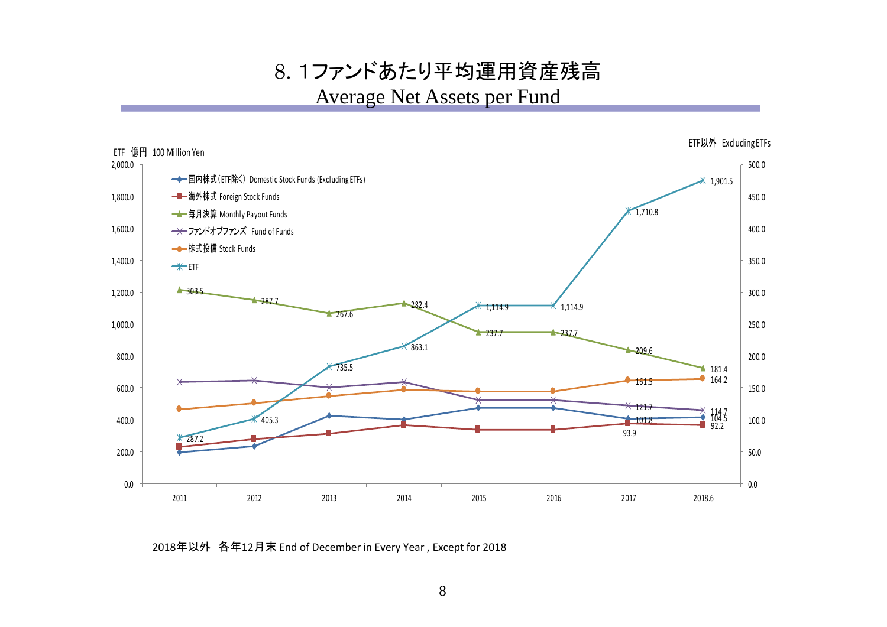# 8. 1ファンドあたり平均運用資産残高

## Average Net Assets per Fund

ETF 億円 100 Million Yen

ETF以外 Excluding ETFs

| | 2011 | 2012 | 2013 | 2014 | 2015 | 2016 | 2017 | 2018.6 |
|---|---|---|---|---|---|---|---|---|
| 毎月決算 Monthly Payout Funds | 303.5 | 287.7 | 267.6 | 282.4 | 237.7 | 237.7 | 209.6 | 181.4 |
| 株式投信 Stock Funds | | | | | | | 161.5 | 164.2 |
| ファンドオブファンズ Fund of Funds | | | | | | | 121.7 | 114.7 |
| 国内株式（ETF除く） Domestic Stock Funds (Excluding ETFs) | | | | | | | 101.8 | 104.5 |
| 海外株式 Foreign Stock Funds | | | | | | | 93.9 | 92.2 |
| ETF | 287.2 | 405.3 | 735.5 | 863.1 | 1,114.9 | 1,114.9 | 1,710.8 | 1,901.5 |

2018年以外 各年12月末 End of December in Every Year , Except for 2018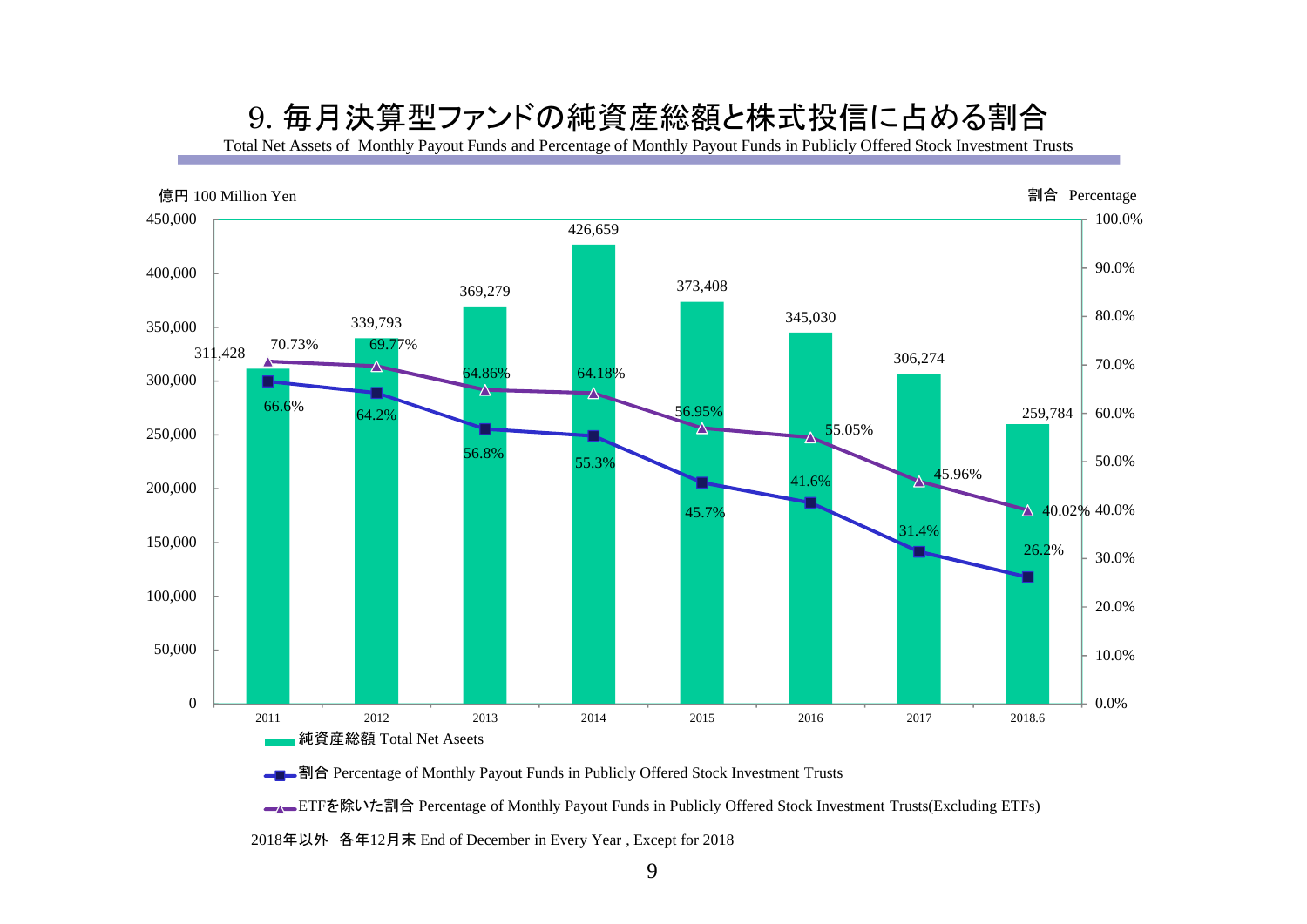# 9. 毎月決算型ファンドの純資産総額と株式投信に占める割合

Total Net Assets of Monthly Payout Funds and Percentage of Monthly Payout Funds in Publicly Offered Stock Investment Trusts

億円 100 Million Yen ／ 割合 Percentage

| | 2011 | 2012 | 2013 | 2014 | 2015 | 2016 | 2017 | 2018.6 |
|---|---|---|---|---|---|---|---|---|
| 純資産総額 Total Net Aseets | 311,428 | 339,793 | 369,279 | 426,659 | 373,408 | 345,030 | 306,274 | 259,784 |
| 割合 Percentage of Monthly Payout Funds in Publicly Offered Stock Investment Trusts | 66.6% | 64.2% | 56.8% | 55.3% | 45.7% | 41.6% | 31.4% | 26.2% |
| ETFを除いた割合 Percentage of Monthly Payout Funds in Publicly Offered Stock Investment Trusts(Excluding ETFs) | 70.73% | 69.77% | 64.86% | 64.18% | 56.95% | 55.05% | 45.96% | 40.02% |

2018年以外　各年12月末 End of December in Every Year , Except for 2018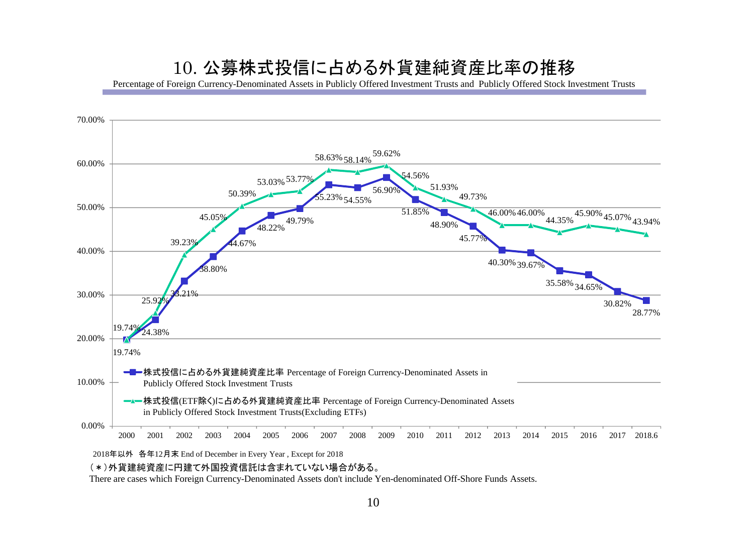# 10. 公募株式投信に占める外貨建純資産比率の推移

Percentage of Foreign Currency-Denominated Assets in Publicly Offered Investment Trusts and Publicly Offered Stock Investment Trusts

| 年 Year | 株式投信に占める外貨建純資産比率 Percentage of Foreign Currency-Denominated Assets in Publicly Offered Stock Investment Trusts | 株式投信(ETF除く)に占める外貨建純資産比率 Percentage of Foreign Currency-Denominated Assets in Publicly Offered Stock Investment Trusts(Excluding ETFs) |
|---|---|---|
| 2000 | 19.74% | 19.74% |
| 2001 | 24.38% | 25.92% |
| 2002 | 33.21% | 39.23% |
| 2003 | 38.80% | 45.05% |
| 2004 | 44.67% | 50.39% |
| 2005 | 48.22% | 53.03% |
| 2006 | 49.79% | 53.77% |
| 2007 | 55.23% | 58.63% |
| 2008 | 54.55% | 58.14% |
| 2009 | 56.90% | 59.62% |
| 2010 | 51.85% | 54.56% |
| 2011 | 48.90% | 51.93% |
| 2012 | 45.77% | 49.73% |
| 2013 | 40.30% | 46.00% |
| 2014 | 39.67% | 46.00% |
| 2015 | 35.58% | 44.35% |
| 2016 | 34.65% | 45.90% |
| 2017 | 30.82% | 45.07% |
| 2018.6 | 28.77% | 43.94% |

2018年以外　各年12月末 End of December in Every Year , Except for 2018

(＊)外貨建純資産に円建て外国投資信託は含まれていない場合がある。

There are cases which Foreign Currency-Denominated Assets don't include Yen-denominated Off-Shore Funds Assets.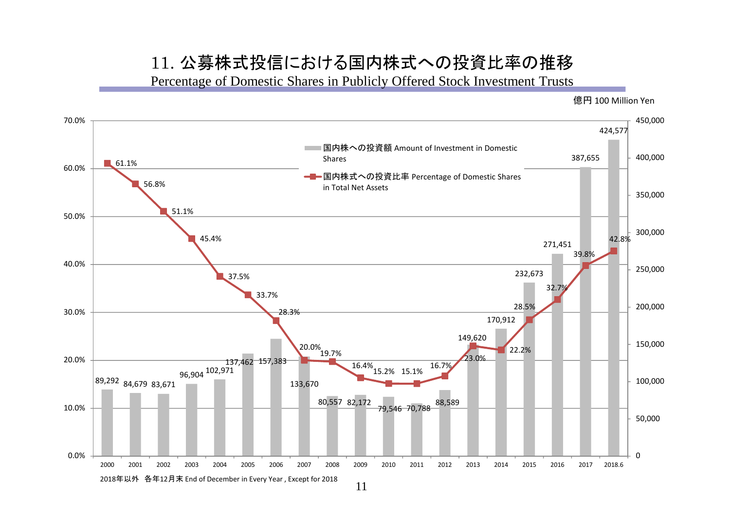# 11. 公募株式投信における国内株式への投資比率の推移

## Percentage of Domestic Shares in Publicly Offered Stock Investment Trusts

億円 100 Million Yen

| 年 Year | 国内株への投資額 Amount of Investment in Domestic Shares | 国内株式への投資比率 Percentage of Domestic Shares in Total Net Assets |
|---|---|---|
| 2000 | 89,292 | 61.1% |
| 2001 | 84,679 | 56.8% |
| 2002 | 83,671 | 51.1% |
| 2003 | 96,904 | 45.4% |
| 2004 | 102,971 | 37.5% |
| 2005 | 137,462 | 33.7% |
| 2006 | 157,383 | 28.3% |
| 2007 | 133,670 | 20.0% |
| 2008 | 80,557 | 19.7% |
| 2009 | 82,172 | 16.4% |
| 2010 | 79,546 | 15.2% |
| 2011 | 70,788 | 15.1% |
| 2012 | 88,589 | 16.7% |
| 2013 | 149,620 | 23.0% |
| 2014 | 170,912 | 22.2% |
| 2015 | 232,673 | 28.5% |
| 2016 | 271,451 | 32.7% |
| 2017 | 387,655 | 39.8% |
| 2018.6 | 424,577 | 42.8% |

2018年以外　各年12月末 End of December in Every Year , Except for 2018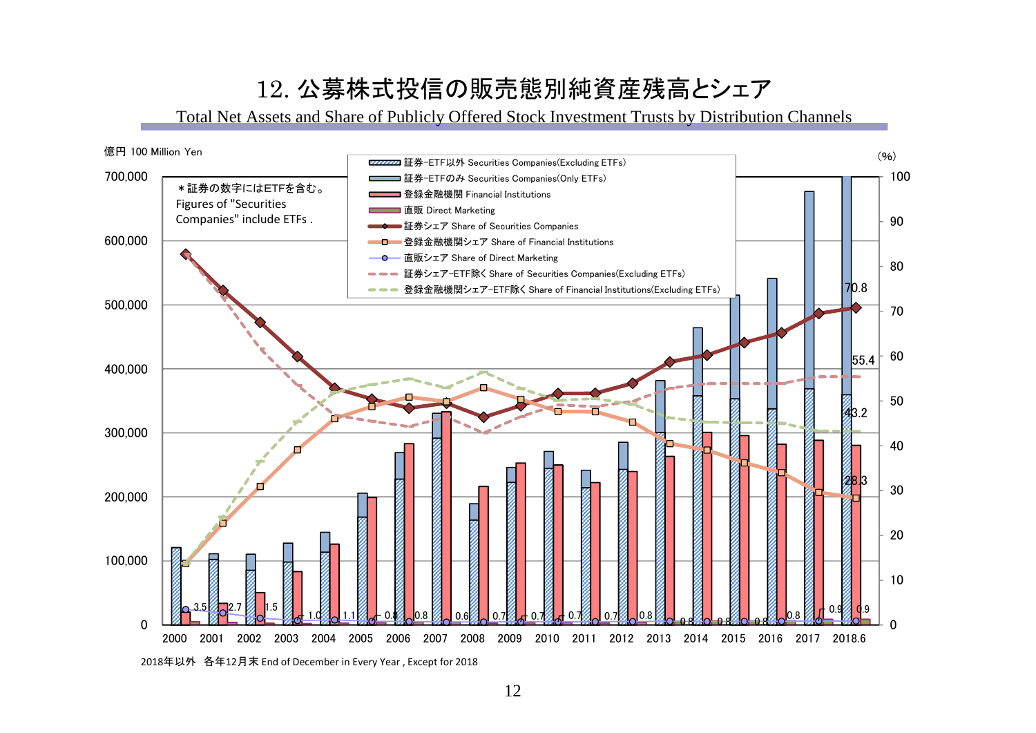# 12. 公募株式投信の販売態別純資産残高とシェア

Total Net Assets and Share of Publicly Offered Stock Investment Trusts by Distribution Channels

億円 100 Million Yen

(%)

＊証券の数字にはETFを含む。
Figures of "Securities Companies" include ETFs .

- 証券-ETF以外 Securities Companies(Excluding ETFs)
- 証券-ETFのみ Securities Companies(Only ETFs)
- 登録金融機関 Financial Institutions
- 直販 Direct Marketing
- 証券シェア Share of Securities Companies
- 登録金融機関シェア Share of Financial Institutions
- 直販シェア Share of Direct Marketing
- 証券シェア-ETF除く Share of Securities Companies(Excluding ETFs)
- 登録金融機関シェア-ETF除く Share of Financial Institutions(Excluding ETFs)

| | 2000 | 2001 | 2002 | 2003 | 2004 | 2005 | 2006 | 2007 | 2008 | 2009 | 2010 | 2011 | 2012 | 2013 | 2014 | 2015 | 2016 | 2017 | 2018.6 |
|---|---|---|---|---|---|---|---|---|---|---|---|---|---|---|---|---|---|---|---|
| 直販シェア (%) | 3.5 | 2.7 | 1.5 | 1.0 | 1.1 | 0.8 | 0.8 | 0.6 | 0.7 | 0.7 | 0.7 | 0.7 | 0.8 | 0.8 | 0.8 | 0.8 | 0.8 | 0.9 | 0.9 |

2018.6: 証券シェア 70.8, 証券シェア-ETF除く 55.4, 登録金融機関シェア-ETF除く 43.2, 登録金融機関シェア 28.3

2018年以外　各年12月末 End of December in Every Year , Except for 2018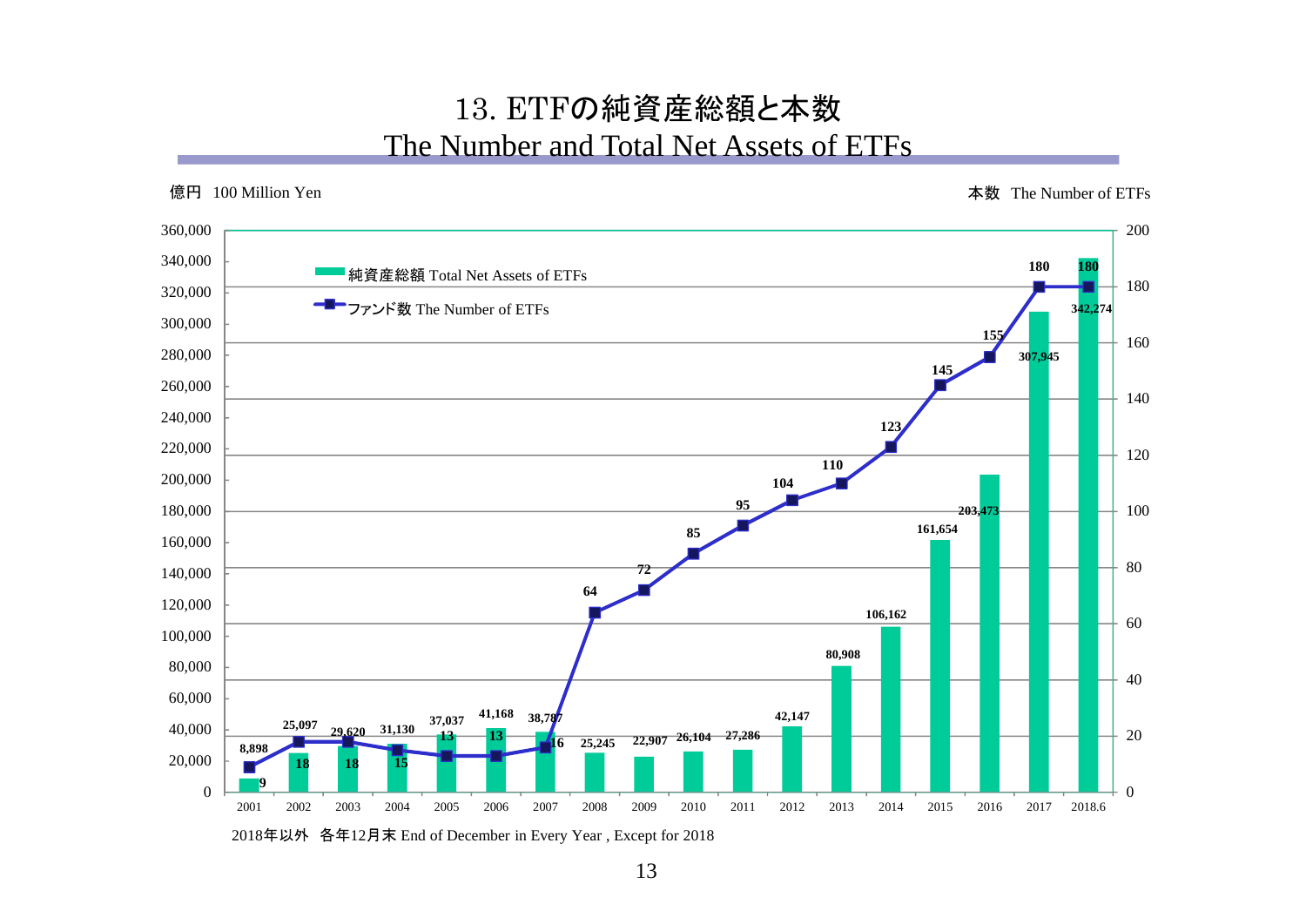# 13. ETFの純資産総額と本数
## The Number and Total Net Assets of ETFs

億円 100 Million Yen

本数 The Number of ETFs

| Year | 純資産総額 Total Net Assets of ETFs | ファンド数 The Number of ETFs |
|---|---|---|
| 2001 | 8,898 | 9 |
| 2002 | 25,097 | 18 |
| 2003 | 29,620 | 18 |
| 2004 | 31,130 | 15 |
| 2005 | 37,037 | 13 |
| 2006 | 41,168 | 13 |
| 2007 | 38,787 | 16 |
| 2008 | 25,245 | 64 |
| 2009 | 22,907 | 72 |
| 2010 | 26,104 | 85 |
| 2011 | 27,286 | 95 |
| 2012 | 42,147 | 104 |
| 2013 | 80,908 | 110 |
| 2014 | 106,162 | 123 |
| 2015 | 161,654 | 145 |
| 2016 | 203,473 | 155 |
| 2017 | 307,945 | 180 |
| 2018.6 | 342,274 | 180 |

2018年以外　各年12月末 End of December in Every Year , Except for 2018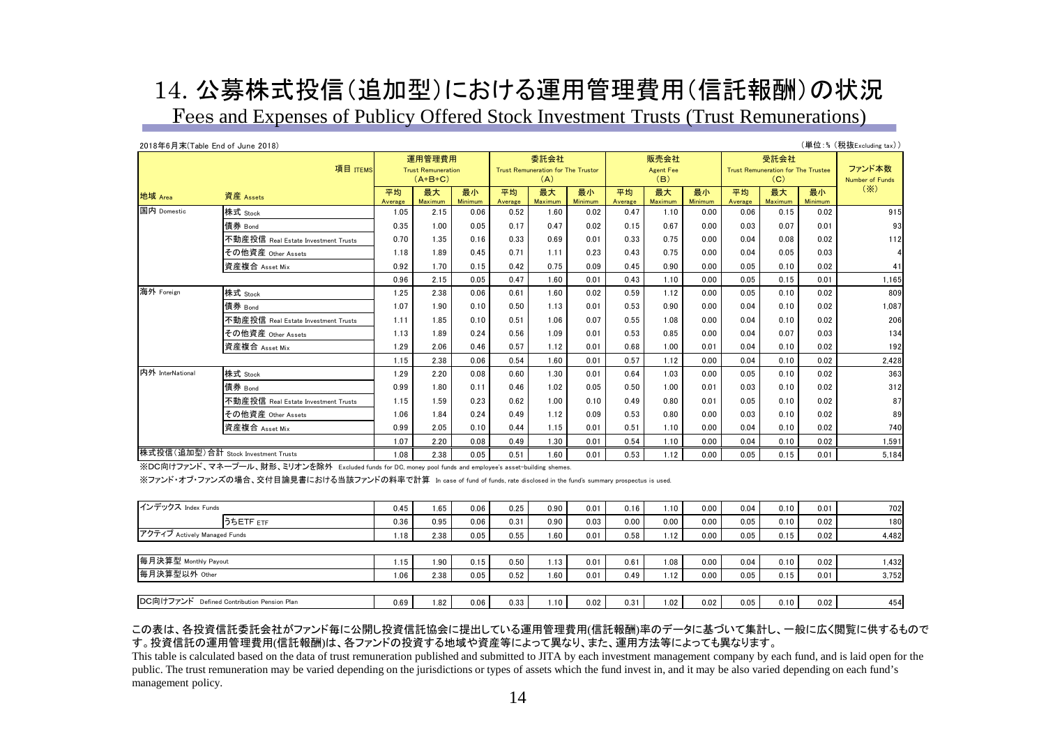# 14. 公募株式投信(追加型)における運用管理費用(信託報酬)の状況

Fees and Expenses of Publicy Offered Stock Investment Trusts (Trust Remunerations)

2018年6月末(Table End of June 2018)

(単位:% (税抜Excluding tax))

| 地域 Area | 資産 Assets | 運用管理費用 Trust Remuneration (A+B+C) 平均 Average | 最大 Maximum | 最小 Minimum | 委託会社 Trust Remuneration for The Trustor (A) 平均 Average | 最大 Maximum | 最小 Minimum | 販売会社 Agent Fee (B) 平均 Average | 最大 Maximum | 最小 Minimum | 受託会社 Trust Remuneration for The Trustee (C) 平均 Average | 最大 Maximum | 最小 Minimum | ファンド本数 Number of Funds (※) |
|---|---|---|---|---|---|---|---|---|---|---|---|---|---|---|
| 国内 Domestic | 株式 Stock | 1.05 | 2.15 | 0.06 | 0.52 | 1.60 | 0.02 | 0.47 | 1.10 | 0.00 | 0.06 | 0.15 | 0.02 | 915 |
| | 債券 Bond | 0.35 | 1.00 | 0.05 | 0.17 | 0.47 | 0.02 | 0.15 | 0.67 | 0.00 | 0.03 | 0.07 | 0.01 | 93 |
| | 不動産投信 Real Estate Investment Trusts | 0.70 | 1.35 | 0.16 | 0.33 | 0.69 | 0.01 | 0.33 | 0.75 | 0.00 | 0.04 | 0.08 | 0.02 | 112 |
| | その他資産 Other Assets | 1.18 | 1.89 | 0.45 | 0.71 | 1.11 | 0.23 | 0.43 | 0.75 | 0.00 | 0.04 | 0.05 | 0.03 | 4 |
| | 資産複合 Asset Mix | 0.92 | 1.70 | 0.15 | 0.42 | 0.75 | 0.09 | 0.45 | 0.90 | 0.00 | 0.05 | 0.10 | 0.02 | 41 |
| | | 0.96 | 2.15 | 0.05 | 0.47 | 1.60 | 0.01 | 0.43 | 1.10 | 0.00 | 0.05 | 0.15 | 0.01 | 1,165 |
| 海外 Foreign | 株式 Stock | 1.25 | 2.38 | 0.06 | 0.61 | 1.60 | 0.02 | 0.59 | 1.12 | 0.00 | 0.05 | 0.10 | 0.02 | 809 |
| | 債券 Bond | 1.07 | 1.90 | 0.10 | 0.50 | 1.13 | 0.01 | 0.53 | 0.90 | 0.00 | 0.04 | 0.10 | 0.02 | 1,087 |
| | 不動産投信 Real Estate Investment Trusts | 1.11 | 1.85 | 0.10 | 0.51 | 1.06 | 0.07 | 0.55 | 1.08 | 0.00 | 0.04 | 0.10 | 0.02 | 206 |
| | その他資産 Other Assets | 1.13 | 1.89 | 0.24 | 0.56 | 1.09 | 0.01 | 0.53 | 0.85 | 0.00 | 0.04 | 0.07 | 0.03 | 134 |
| | 資産複合 Asset Mix | 1.29 | 2.06 | 0.46 | 0.57 | 1.12 | 0.01 | 0.68 | 1.00 | 0.01 | 0.04 | 0.10 | 0.02 | 192 |
| | | 1.15 | 2.38 | 0.06 | 0.54 | 1.60 | 0.01 | 0.57 | 1.12 | 0.00 | 0.04 | 0.10 | 0.02 | 2,428 |
| 内外 InterNational | 株式 Stock | 1.29 | 2.20 | 0.08 | 0.60 | 1.30 | 0.01 | 0.64 | 1.03 | 0.00 | 0.05 | 0.10 | 0.02 | 363 |
| | 債券 Bond | 0.99 | 1.80 | 0.11 | 0.46 | 1.02 | 0.05 | 0.50 | 1.00 | 0.01 | 0.03 | 0.10 | 0.02 | 312 |
| | 不動産投信 Real Estate Investment Trusts | 1.15 | 1.59 | 0.23 | 0.62 | 1.00 | 0.10 | 0.49 | 0.80 | 0.01 | 0.05 | 0.10 | 0.02 | 87 |
| | その他資産 Other Assets | 1.06 | 1.84 | 0.24 | 0.49 | 1.12 | 0.09 | 0.53 | 0.80 | 0.00 | 0.03 | 0.10 | 0.02 | 89 |
| | 資産複合 Asset Mix | 0.99 | 2.05 | 0.10 | 0.44 | 1.15 | 0.01 | 0.51 | 1.10 | 0.00 | 0.04 | 0.10 | 0.02 | 740 |
| | | 1.07 | 2.20 | 0.08 | 0.49 | 1.30 | 0.01 | 0.54 | 1.10 | 0.00 | 0.04 | 0.10 | 0.02 | 1,591 |
| 株式投信(追加型)合計 Stock Investment Trusts | | 1.08 | 2.38 | 0.05 | 0.51 | 1.60 | 0.01 | 0.53 | 1.12 | 0.00 | 0.05 | 0.15 | 0.01 | 5,184 |

※DC向けファンド、マネープール、財形、ミリオンを除外 Excluded funds for DC, money pool funds and employee's asset-building shemes.

※ファンド・オブ・ファンズの場合、交付目論見書における当該ファンドの料率で計算 In case of fund of funds, rate disclosed in the fund's summary prospectus is used.

| 項目 | | 運用管理費用 平均 | 最大 | 最小 | 委託会社 平均 | 最大 | 最小 | 販売会社 平均 | 最大 | 最小 | 受託会社 平均 | 最大 | 最小 | ファンド本数 |
|---|---|---|---|---|---|---|---|---|---|---|---|---|---|---|
| インデックス Index Funds | | 0.45 | 1.65 | 0.06 | 0.25 | 0.90 | 0.01 | 0.16 | 1.10 | 0.00 | 0.04 | 0.10 | 0.01 | 702 |
| | うちETF ETF | 0.36 | 0.95 | 0.06 | 0.31 | 0.90 | 0.03 | 0.00 | 0.00 | 0.00 | 0.05 | 0.10 | 0.02 | 180 |
| アクティブ Actively Managed Funds | | 1.18 | 2.38 | 0.05 | 0.55 | 1.60 | 0.01 | 0.58 | 1.12 | 0.00 | 0.05 | 0.15 | 0.02 | 4,482 |
| 毎月決算型 Monthly Payout | | 1.15 | 1.90 | 0.15 | 0.50 | 1.13 | 0.01 | 0.61 | 1.08 | 0.00 | 0.04 | 0.10 | 0.02 | 1,432 |
| 毎月決算型以外 Other | | 1.06 | 2.38 | 0.05 | 0.52 | 1.60 | 0.01 | 0.49 | 1.12 | 0.00 | 0.05 | 0.15 | 0.01 | 3,752 |
| DC向けファンド Defined Contribution Pension Plan | | 0.69 | 1.82 | 0.06 | 0.33 | 1.10 | 0.02 | 0.31 | 1.02 | 0.02 | 0.05 | 0.10 | 0.02 | 454 |

この表は、各投資信託委託会社がファンド毎に公開し投資信託協会に提出している運用管理費用(信託報酬)率のデータに基づいて集計し、一般に広く閲覧に供するものです。投資信託の運用管理費用(信託報酬)は、各ファンドの投資する地域や資産等によって異なり、また、運用方法等によっても異なります。

This table is calculated based on the data of trust remuneration published and submitted to JITA by each investment management company by each fund, and is laid open for the public. The trust remuneration may be varied depending on the jurisdictions or types of assets which the fund invest in, and it may be also varied depending on each fund's management policy.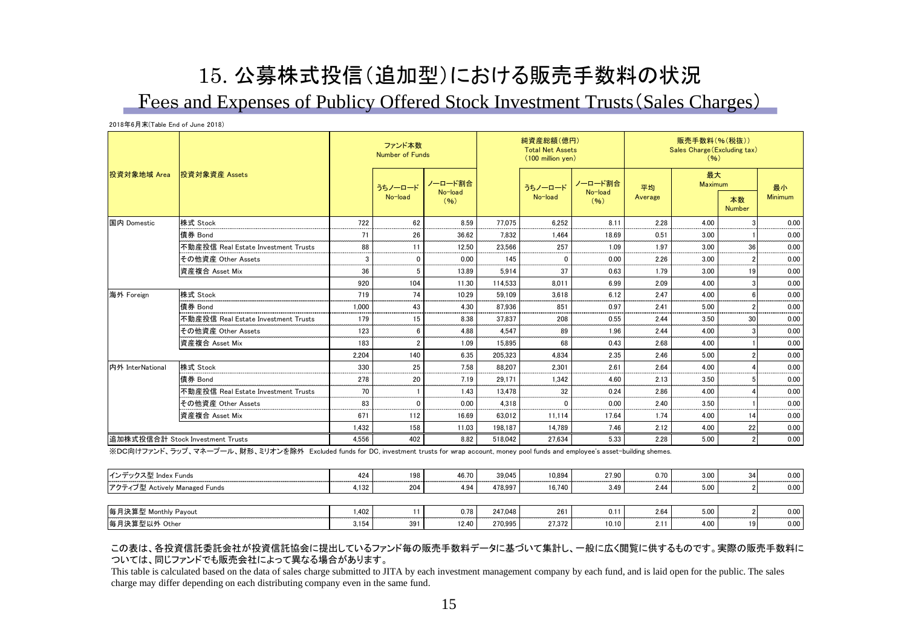# 15. 公募株式投信(追加型)における販売手数料の状況

## Fees and Expenses of Publicy Offered Stock Investment Trusts(Sales Charges)

2018年6月末(Table End of June 2018)

| 投資対象地域 Area | 投資対象資産 Assets | ファンド本数 Number of Funds | | | 純資産総額(億円) Total Net Assets (100 million yen) | | | 販売手数料(%(税抜)) Sales Charge(Excluding tax) (%) | | | |
|---|---|---|---|---|---|---|---|---|---|---|---|
| | | | うちノーロード No-load | ノーロード割合 No-load (%) | | うちノーロード No-load | ノーロード割合 No-load (%) | 平均 Average | 最大 Maximum | 本数 Number | 最小 Minimum |
| 国内 Domestic | 株式 Stock | 722 | 62 | 8.59 | 77,075 | 6,252 | 8.11 | 2.28 | 4.00 | 3 | 0.00 |
| | 債券 Bond | 71 | 26 | 36.62 | 7,832 | 1,464 | 18.69 | 0.51 | 3.00 | 1 | 0.00 |
| | 不動産投信 Real Estate Investment Trusts | 88 | 11 | 12.50 | 23,566 | 257 | 1.09 | 1.97 | 3.00 | 36 | 0.00 |
| | その他資産 Other Assets | 3 | 0 | 0.00 | 145 | 0 | 0.00 | 2.26 | 3.00 | 2 | 0.00 |
| | 資産複合 Asset Mix | 36 | 5 | 13.89 | 5,914 | 37 | 0.63 | 1.79 | 3.00 | 19 | 0.00 |
| | | 920 | 104 | 11.30 | 114,533 | 8,011 | 6.99 | 2.09 | 4.00 | 3 | 0.00 |
| 海外 Foreign | 株式 Stock | 719 | 74 | 10.29 | 59,109 | 3,618 | 6.12 | 2.47 | 4.00 | 6 | 0.00 |
| | 債券 Bond | 1,000 | 43 | 4.30 | 87,936 | 851 | 0.97 | 2.41 | 5.00 | 2 | 0.00 |
| | 不動産投信 Real Estate Investment Trusts | 179 | 15 | 8.38 | 37,837 | 208 | 0.55 | 2.44 | 3.50 | 30 | 0.00 |
| | その他資産 Other Assets | 123 | 6 | 4.88 | 4,547 | 89 | 1.96 | 2.44 | 4.00 | 3 | 0.00 |
| | 資産複合 Asset Mix | 183 | 2 | 1.09 | 15,895 | 68 | 0.43 | 2.68 | 4.00 | 1 | 0.00 |
| | | 2,204 | 140 | 6.35 | 205,323 | 4,834 | 2.35 | 2.46 | 5.00 | 2 | 0.00 |
| 内外 InterNational | 株式 Stock | 330 | 25 | 7.58 | 88,207 | 2,301 | 2.61 | 2.64 | 4.00 | 4 | 0.00 |
| | 債券 Bond | 278 | 20 | 7.19 | 29,171 | 1,342 | 4.60 | 2.13 | 3.50 | 5 | 0.00 |
| | 不動産投信 Real Estate Investment Trusts | 70 | 1 | 1.43 | 13,478 | 32 | 0.24 | 2.86 | 4.00 | 4 | 0.00 |
| | その他資産 Other Assets | 83 | 0 | 0.00 | 4,318 | 0 | 0.00 | 2.40 | 3.50 | 1 | 0.00 |
| | 資産複合 Asset Mix | 671 | 112 | 16.69 | 63,012 | 11,114 | 17.64 | 1.74 | 4.00 | 14 | 0.00 |
| | | 1,432 | 158 | 11.03 | 198,187 | 14,789 | 7.46 | 2.12 | 4.00 | 22 | 0.00 |
| 追加株式投信合計 Stock Investment Trusts | | 4,556 | 402 | 8.82 | 518,042 | 27,634 | 5.33 | 2.28 | 5.00 | 2 | 0.00 |

※DC向けファンド、ラップ、マネープール、財形、ミリオンを除外 Excluded funds for DC, investment trusts for wrap account, money pool funds and employee's asset-building shemes.

| | ファンド本数 | うちノーロード | ノーロード割合 | 純資産総額 | うちノーロード | ノーロード割合 | 平均 | 最大 | 本数 | 最小 |
|---|---|---|---|---|---|---|---|---|---|---|
| インデックス型 Index Funds | 424 | 198 | 46.70 | 39,045 | 10,894 | 27.90 | 0.70 | 3.00 | 34 | 0.00 |
| アクティブ型 Actively Managed Funds | 4,132 | 204 | 4.94 | 478,997 | 16,740 | 3.49 | 2.44 | 5.00 | 2 | 0.00 |
| 毎月決算型 Monthly Payout | 1,402 | 11 | 0.78 | 247,048 | 261 | 0.11 | 2.64 | 5.00 | 2 | 0.00 |
| 毎月決算型以外 Other | 3,154 | 391 | 12.40 | 270,995 | 27,372 | 10.10 | 2.11 | 4.00 | 19 | 0.00 |

この表は、各投資信託委託会社が投資信託協会に提出しているファンド毎の販売手数料データに基づいて集計し、一般に広く閲覧に供するものです。実際の販売手数料については、同じファンドでも販売会社によって異なる場合があります。

This table is calculated based on the data of sales charge submitted to JITA by each investment management company by each fund, and is laid open for the public. The sales charge may differ depending on each distributing company even in the same fund.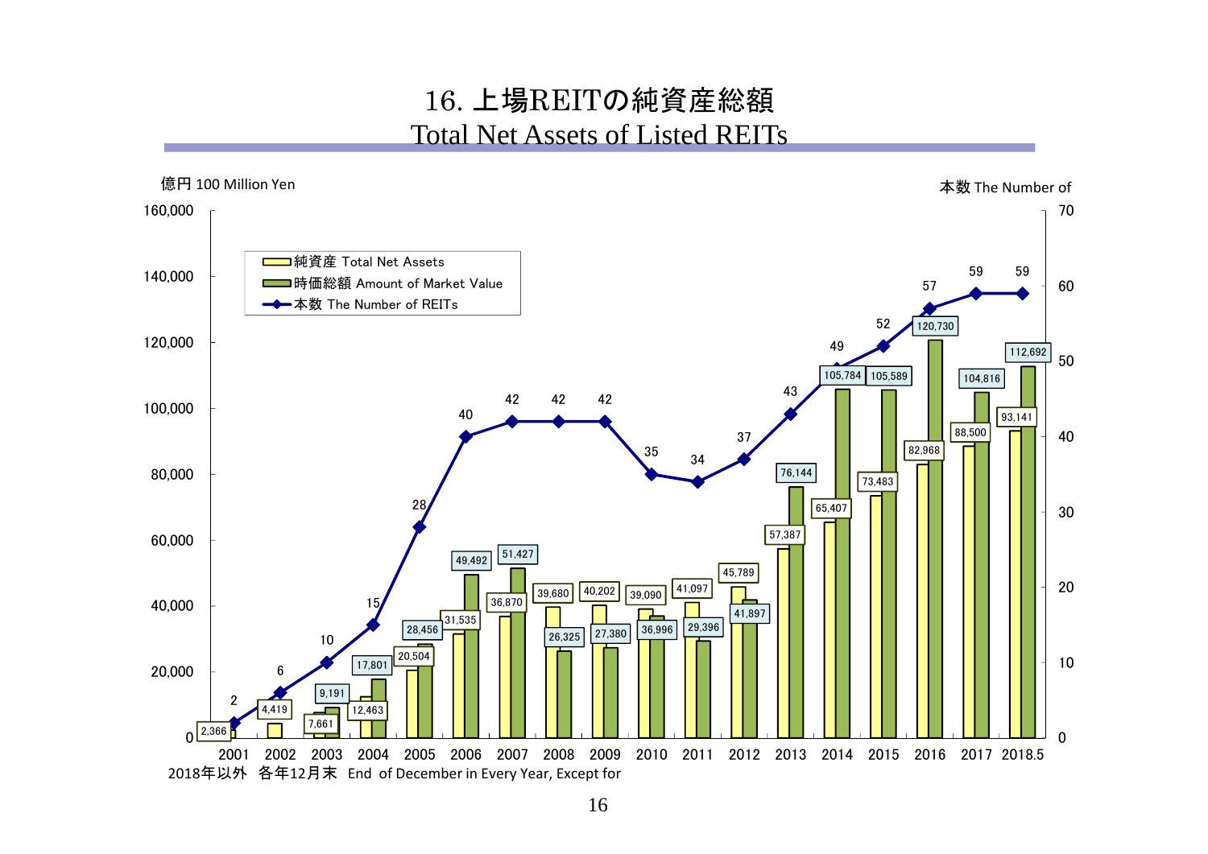# 16. 上場REITの純資産総額
## Total Net Assets of Listed REITs

億円 100 Million Yen　　　　本数 The Number of

| 年 | 純資産 Total Net Assets | 時価総額 Amount of Market Value | 本数 The Number of REITs |
|---|---|---|---|
| 2001 | 2,366 | | 2 |
| 2002 | 4,419 | | 6 |
| 2003 | 7,661 | 9,191 | 10 |
| 2004 | 12,463 | 17,801 | 15 |
| 2005 | 20,504 | 28,456 | 28 |
| 2006 | 31,535 | 49,492 | 40 |
| 2007 | 36,870 | 51,427 | 42 |
| 2008 | 39,680 | 26,325 | 42 |
| 2009 | 40,202 | 27,380 | 42 |
| 2010 | 39,090 | 36,996 | 35 |
| 2011 | 41,097 | 29,396 | 34 |
| 2012 | 45,789 | 41,897 | 37 |
| 2013 | 57,387 | 76,144 | 43 |
| 2014 | 65,407 | 105,784 | 49 |
| 2015 | 73,483 | 105,589 | 52 |
| 2016 | 82,968 | 120,730 | 57 |
| 2017 | 88,500 | 104,816 | 59 |
| 2018.5 | 93,141 | 112,692 | 59 |

2018年以外　各年12月末　End of December in Every Year, Except for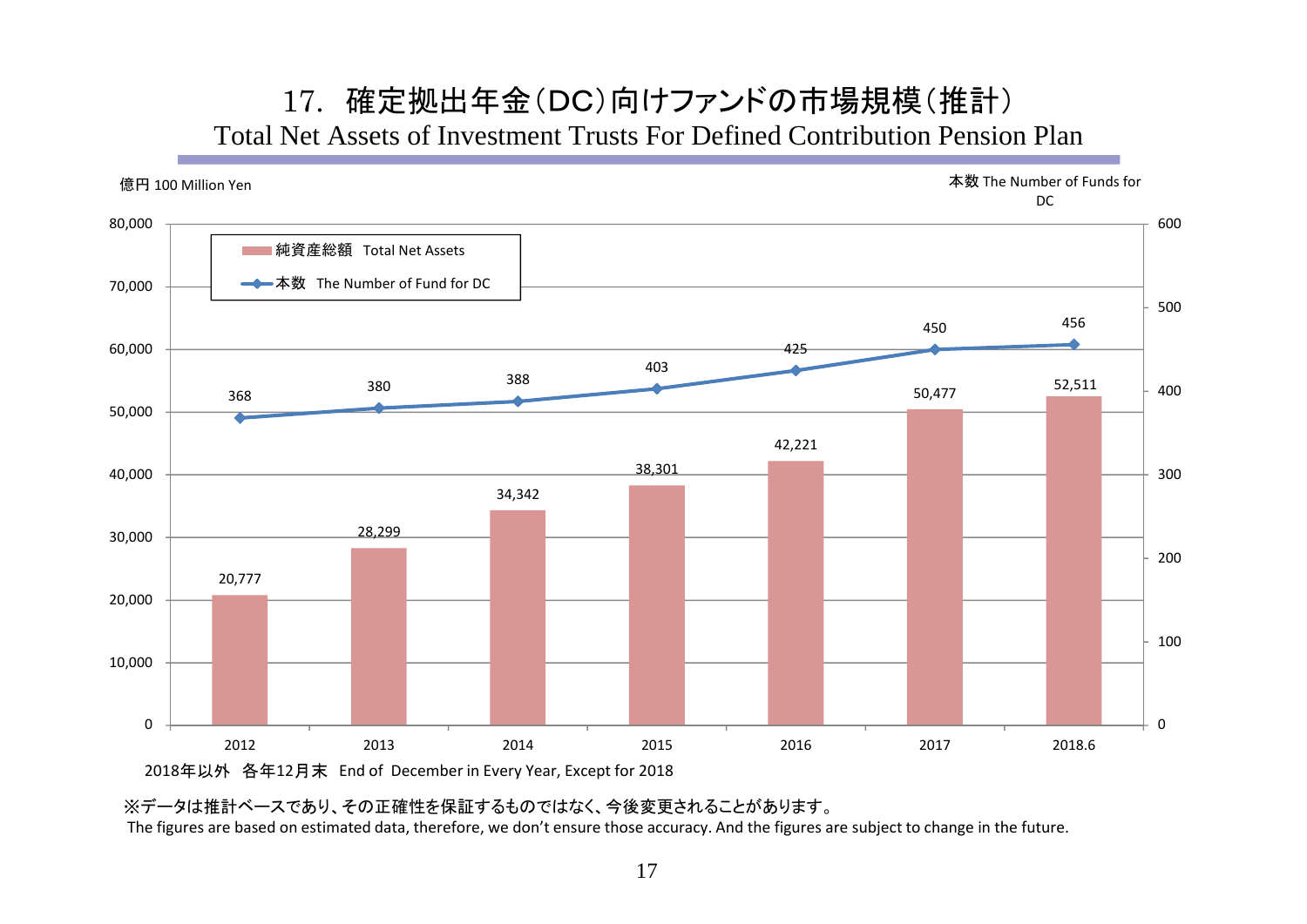# 17. 確定拠出年金（DC）向けファンドの市場規模（推計）

## Total Net Assets of Investment Trusts For Defined Contribution Pension Plan

億円 100 Million Yen

本数 The Number of Funds for DC

| | 純資産総額 Total Net Assets | 本数 The Number of Fund for DC |
|---|---|---|
| 2012 | 20,777 | 368 |
| 2013 | 28,299 | 380 |
| 2014 | 34,342 | 388 |
| 2015 | 38,301 | 403 |
| 2016 | 42,221 | 425 |
| 2017 | 50,477 | 450 |
| 2018.6 | 52,511 | 456 |

2018年以外 各年12月末 End of December in Every Year, Except for 2018

※データは推計ベースであり、その正確性を保証するものではなく、今後変更されることがあります。
The figures are based on estimated data, therefore, we don’t ensure those accuracy. And the figures are subject to change in the future.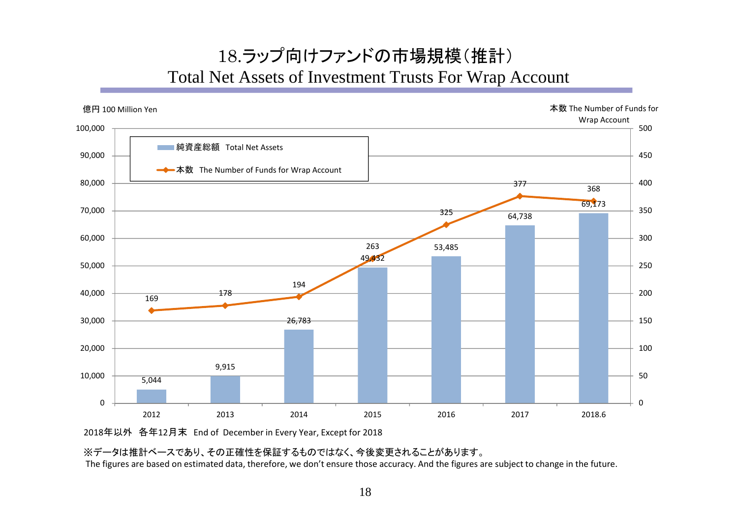# 18.ラップ向けファンドの市場規模（推計）
## Total Net Assets of Investment Trusts For Wrap Account

億円 100 Million Yen

本数 The Number of Funds for Wrap Account

| | 2012 | 2013 | 2014 | 2015 | 2016 | 2017 | 2018.6 |
|---|---|---|---|---|---|---|---|
| 純資産総額 Total Net Assets | 5,044 | 9,915 | 26,783 | 49,432 | 53,485 | 64,738 | 69,173 |
| 本数 The Number of Funds for Wrap Account | 169 | 178 | 194 | 263 | 325 | 377 | 368 |

2018年以外　各年12月末　End of December in Every Year, Except for 2018

※データは推計ベースであり、その正確性を保証するものではなく、今後変更されることがあります。
The figures are based on estimated data, therefore, we don't ensure those accuracy. And the figures are subject to change in the future.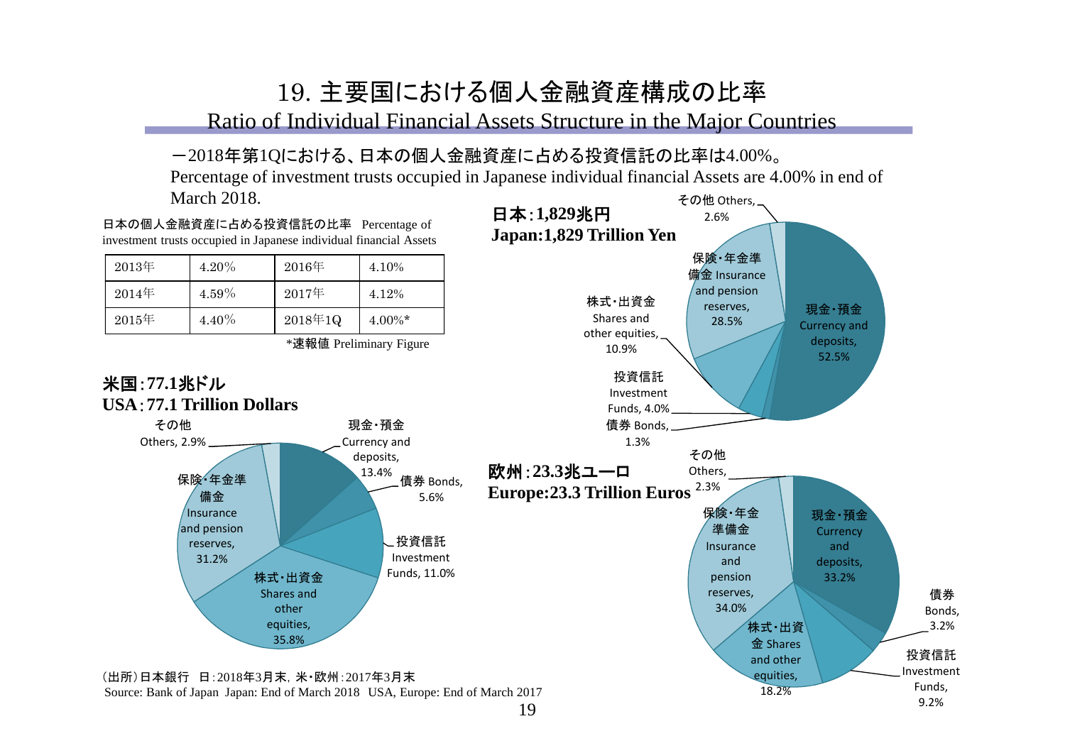# 19. 主要国における個人金融資産構成の比率

## Ratio of Individual Financial Assets Structure in the Major Countries

－2018年第1Qにおける、日本の個人金融資産に占める投資信託の比率は4.00%。
Percentage of investment trusts occupied in Japanese individual financial Assets are 4.00% in end of March 2018.

日本の個人金融資産に占める投資信託の比率 Percentage of investment trusts occupied in Japanese individual financial Assets

| 2013年 | 4.20% | 2016年 | 4.10% |
|---|---|---|---|
| 2014年 | 4.59% | 2017年 | 4.12% |
| 2015年 | 4.40% | 2018年1Q | 4.00%* |

*速報値 Preliminary Figure

**日本：1,829兆円**
**Japan:1,829 Trillion Yen**

- 現金・預金 Currency and deposits, 52.5%
- 債券 Bonds, 1.3%
- 投資信託 Investment Funds, 4.0%
- 株式・出資金 Shares and other equities, 10.9%
- 保険・年金準備金 Insurance and pension reserves, 28.5%
- その他 Others, 2.6%

**米国：77.1兆ドル**
**USA：77.1 Trillion Dollars**

- 現金・預金 Currency and deposits, 13.4%
- 債券 Bonds, 5.6%
- 投資信託 Investment Funds, 11.0%
- 株式・出資金 Shares and other equities, 35.8%
- 保険・年金準備金 Insurance and pension reserves, 31.2%
- その他 Others, 2.9%

**欧州：23.3兆ユーロ**
**Europe:23.3 Trillion Euros**

- 現金・預金 Currency and deposits, 33.2%
- 債券 Bonds, 3.2%
- 投資信託 Investment Funds, 9.2%
- 株式・出資金 Shares and other equities, 18.2%
- 保険・年金準備金 Insurance and pension reserves, 34.0%
- その他 Others, 2.3%

（出所）日本銀行　日：2018年3月末，米・欧州：2017年3月末
Source: Bank of Japan Japan: End of March 2018 USA, Europe: End of March 2017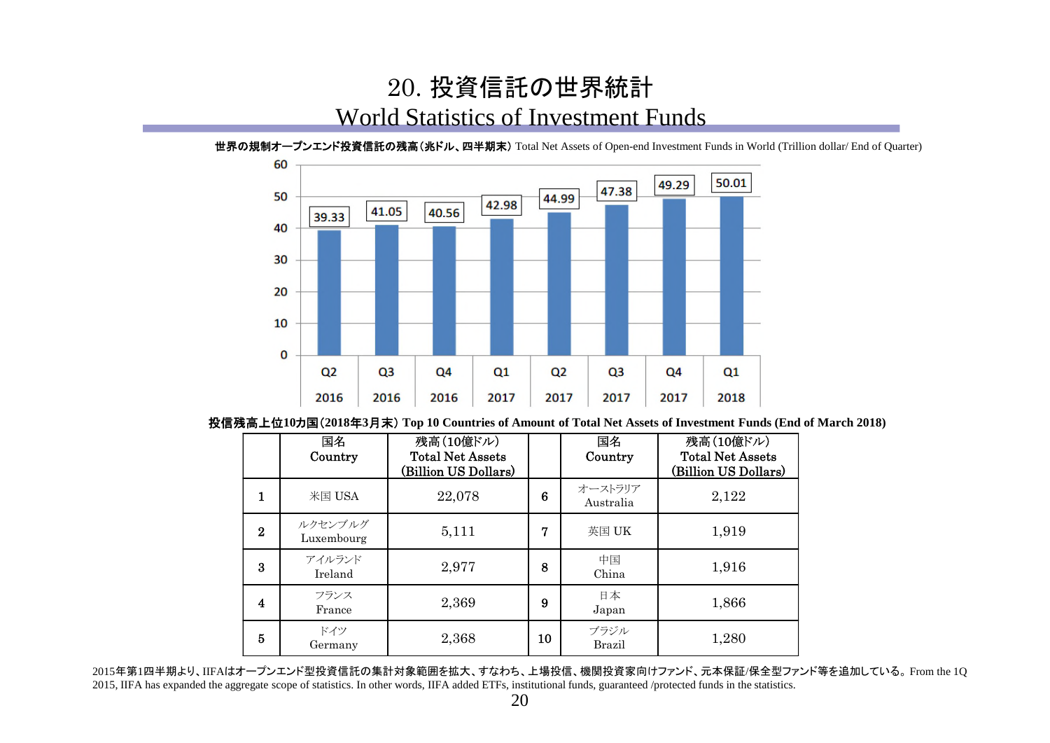# 20. 投資信託の世界統計

# World Statistics of Investment Funds

**世界の規制オープンエンド投資信託の残高（兆ドル、四半期末）** Total Net Assets of Open-end Investment Funds in World (Trillion dollar/ End of Quarter)

| Quarter | Q2 2016 | Q3 2016 | Q4 2016 | Q1 2017 | Q2 2017 | Q3 2017 | Q4 2017 | Q1 2018 |
|---|---|---|---|---|---|---|---|---|
| Total Net Assets | 39.33 | 41.05 | 40.56 | 42.98 | 44.99 | 47.38 | 49.29 | 50.01 |

**投信残高上位10カ国（2018年3月末） Top 10 Countries of Amount of Total Net Assets of Investment Funds (End of March 2018)**

| | 国名 Country | 残高（10億ドル） Total Net Assets (Billion US Dollars) | | 国名 Country | 残高（10億ドル） Total Net Assets (Billion US Dollars) |
|---|---|---|---|---|---|
| 1 | 米国 USA | 22,078 | 6 | オーストラリア Australia | 2,122 |
| 2 | ルクセンブルグ Luxembourg | 5,111 | 7 | 英国 UK | 1,919 |
| 3 | アイルランド Ireland | 2,977 | 8 | 中国 China | 1,916 |
| 4 | フランス France | 2,369 | 9 | 日本 Japan | 1,866 |
| 5 | ドイツ Germany | 2,368 | 10 | ブラジル Brazil | 1,280 |

2015年第1四半期より、IIFAはオープンエンド型投資信託の集計対象範囲を拡大、すなわち、上場投信、機関投資家向けファンド、元本保証/保全型ファンド等を追加している。From the 1Q 2015, IIFA has expanded the aggregate scope of statistics. In other words, IIFA added ETFs, institutional funds, guaranteed /protected funds in the statistics.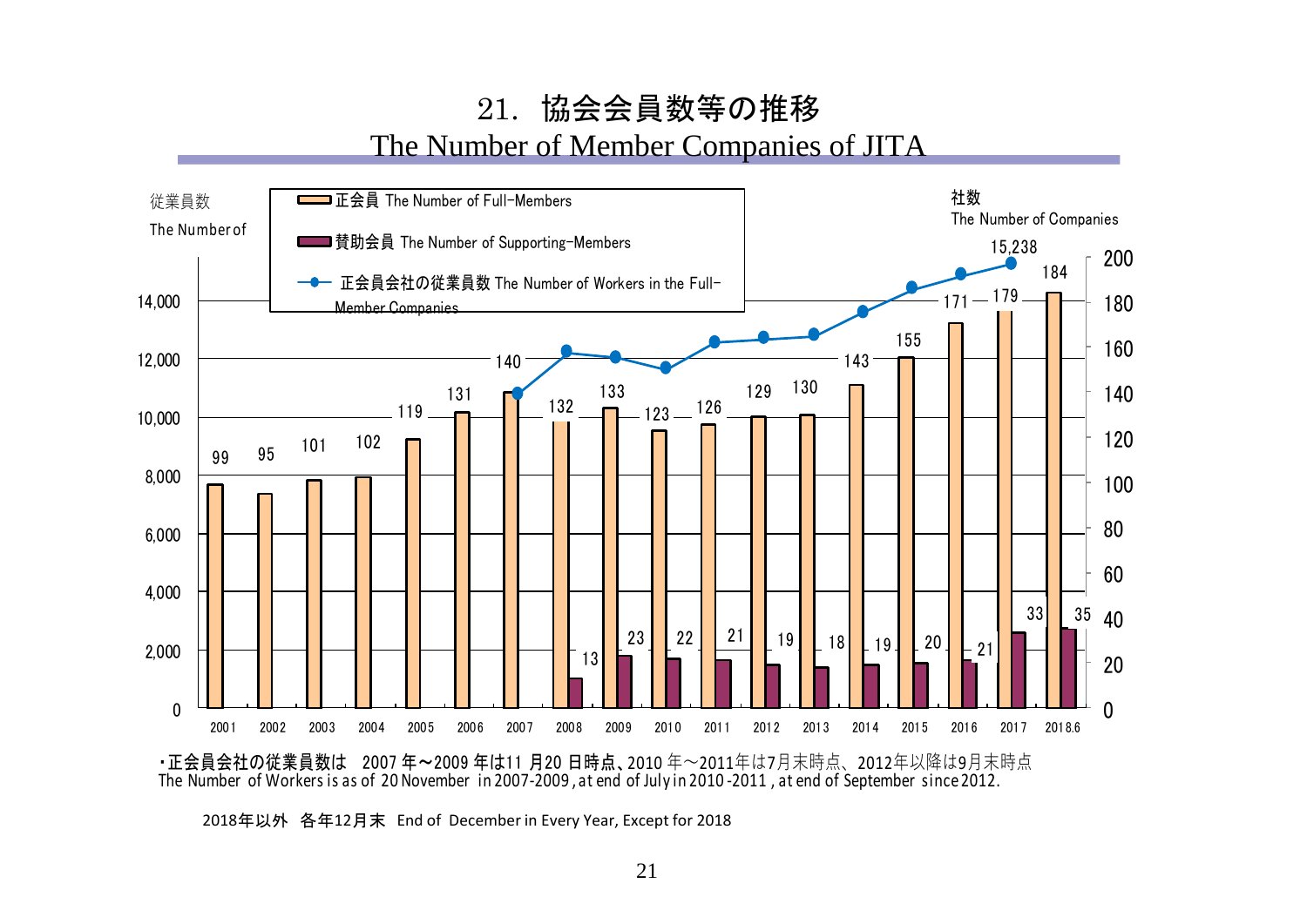# 21. 協会会員数等の推移

## The Number of Member Companies of JITA

従業員数
The Number of

社数
The Number of Companies

正会員 The Number of Full-Members

賛助会員 The Number of Supporting-Members

正会員会社の従業員数 The Number of Workers in the Full-Member Companies

14,000
12,000
10,000
8,000
6,000
4,000
2,000
0

200
180
160
140
120
100
80
60
40
20
0

99 95 101 102 119 131 140 132 133 123 126 129 130 143 155 171 179 184

13 23 22 21 19 18 19 20 21 33 35

15,238

2001 2002 2003 2004 2005 2006 2007 2008 2009 2010 2011 2012 2013 2014 2015 2016 2017 2018.6

・正会員会社の従業員数は 2007 年～2009 年は11 月20 日時点、2010 年～2011年は7月末時点、2012年以降は9月末時点
The Number of Workers is as of 20 November in 2007-2009 , at end of July in 2010 -2011 , at end of September since 2012.

2018年以外 各年12月末 End of December in Every Year, Except for 2018